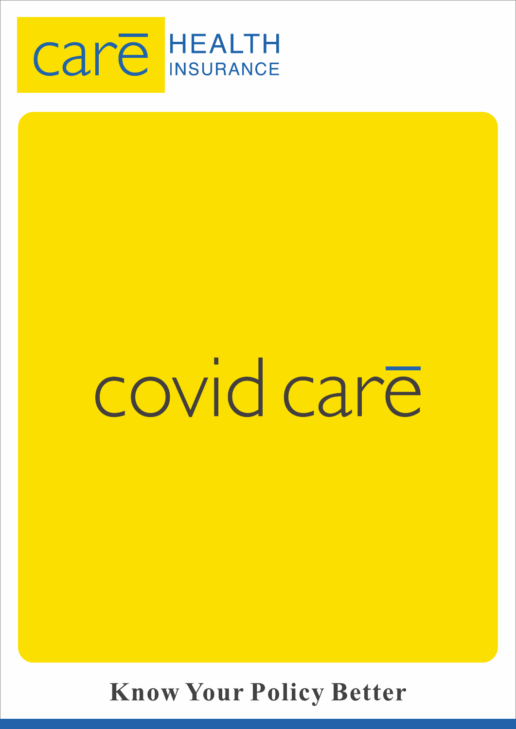care HEALTH INSURANCE

# covid care

**Know Your Policy Better**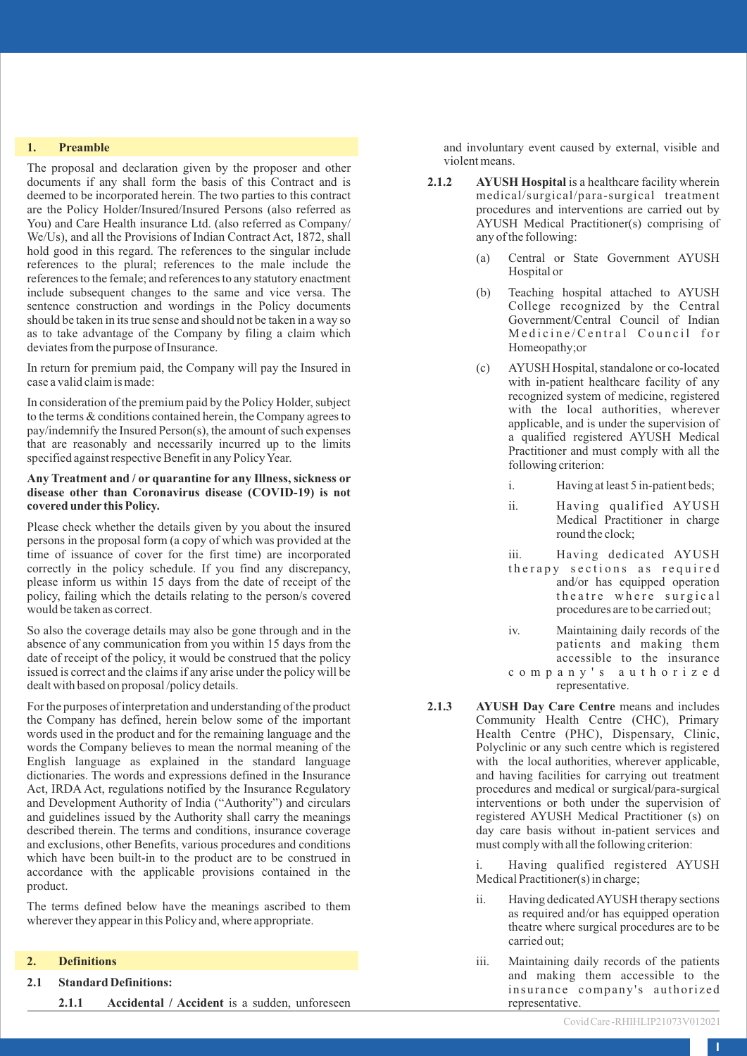## 1. Preamble

The proposal and declaration given by the proposer and other documents if any shall form the basis of this Contract and is deemed to be incorporated herein. The two parties to this contract are the Policy Holder/Insured/Insured Persons (also referred as You) and Care Health insurance Ltd. (also referred as Company/ We/Us), and all the Provisions of Indian Contract Act, 1872, shall hold good in this regard. The references to the singular include references to the plural; references to the male include the references to the female; and references to any statutory enactment include subsequent changes to the same and vice versa. The sentence construction and wordings in the Policy documents should be taken in its true sense and should not be taken in a way so as to take advantage of the Company by filing a claim which deviates from the purpose of Insurance.

In return for premium paid, the Company will pay the Insured in case a valid claim is made:

In consideration of the premium paid by the Policy Holder, subject to the terms & conditions contained herein, the Company agrees to pay/indemnify the Insured Person(s), the amount of such expenses that are reasonably and necessarily incurred up to the limits specified against respective Benefit in any Policy Year.

**Any Treatment and / or quarantine for any Illness, sickness or disease other than Coronavirus disease (COVID-19) is not covered under this Policy.**

Please check whether the details given by you about the insured persons in the proposal form (a copy of which was provided at the time of issuance of cover for the first time) are incorporated correctly in the policy schedule. If you find any discrepancy, please inform us within 15 days from the date of receipt of the policy, failing which the details relating to the person/s covered would be taken as correct.

So also the coverage details may also be gone through and in the absence of any communication from you within 15 days from the date of receipt of the policy, it would be construed that the policy issued is correct and the claims if any arise under the policy will be dealt with based on proposal /policy details.

For the purposes of interpretation and understanding of the product the Company has defined, herein below some of the important words used in the product and for the remaining language and the words the Company believes to mean the normal meaning of the English language as explained in the standard language dictionaries. The words and expressions defined in the Insurance Act, IRDA Act, regulations notified by the Insurance Regulatory and Development Authority of India ("Authority") and circulars and guidelines issued by the Authority shall carry the meanings described therein. The terms and conditions, insurance coverage and exclusions, other Benefits, various procedures and conditions which have been built-in to the product are to be construed in accordance with the applicable provisions contained in the product.

The terms defined below have the meanings ascribed to them wherever they appear in this Policy and, where appropriate.

## 2. Definitions

### 2.1 Standard Definitions:

**2.1.1** **Accidental / Accident** is a sudden, unforeseen and involuntary event caused by external, visible and violent means.

**2.1.2** **AYUSH Hospital** is a healthcare facility wherein medical/surgical/para-surgical treatment procedures and interventions are carried out by AYUSH Medical Practitioner(s) comprising of any of the following:

(a) Central or State Government AYUSH Hospital or

(b) Teaching hospital attached to AYUSH College recognized by the Central Government/Central Council of Indian Medicine/Central Council for Homeopathy;or

(c) AYUSH Hospital, standalone or co-located with in-patient healthcare facility of any recognized system of medicine, registered with the local authorities, wherever applicable, and is under the supervision of a qualified registered AYUSH Medical Practitioner and must comply with all the following criterion:

i. Having at least 5 in-patient beds;

ii. Having qualified AYUSH Medical Practitioner in charge round the clock;

iii. Having dedicated AYUSH therapy sections as required and/or has equipped operation theatre where surgical procedures are to be carried out;

iv. Maintaining daily records of the patients and making them accessible to the insurance company's authorized representative.

**2.1.3** **AYUSH Day Care Centre** means and includes Community Health Centre (CHC), Primary Health Centre (PHC), Dispensary, Clinic, Polyclinic or any such centre which is registered with the local authorities, wherever applicable, and having facilities for carrying out treatment procedures and medical or surgical/para-surgical interventions or both under the supervision of registered AYUSH Medical Practitioner (s) on day care basis without in-patient services and must comply with all the following criterion:

i. Having qualified registered AYUSH Medical Practitioner(s) in charge;

ii. Having dedicated AYUSH therapy sections as required and/or has equipped operation theatre where surgical procedures are to be carried out;

iii. Maintaining daily records of the patients and making them accessible to the insurance company's authorized representative.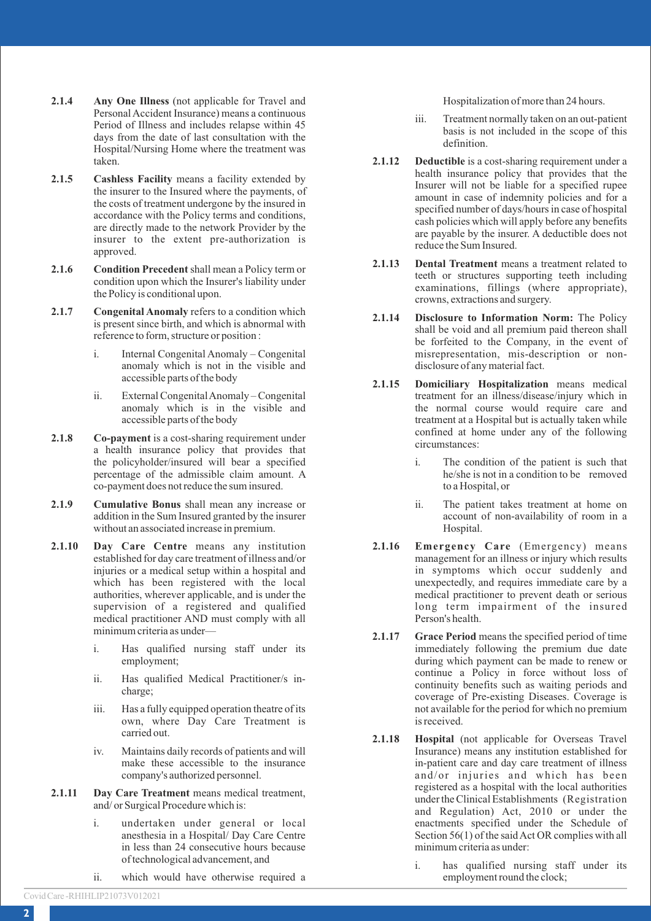**2.1.4** **Any One Illness** (not applicable for Travel and Personal Accident Insurance) means a continuous Period of Illness and includes relapse within 45 days from the date of last consultation with the Hospital/Nursing Home where the treatment was taken.

**2.1.5** **Cashless Facility** means a facility extended by the insurer to the Insured where the payments, of the costs of treatment undergone by the insured in accordance with the Policy terms and conditions, are directly made to the network Provider by the insurer to the extent pre-authorization is approved.

**2.1.6** **Condition Precedent** shall mean a Policy term or condition upon which the Insurer's liability under the Policy is conditional upon.

**2.1.7** **Congenital Anomaly** refers to a condition which is present since birth, and which is abnormal with reference to form, structure or position :

i. Internal Congenital Anomaly – Congenital anomaly which is not in the visible and accessible parts of the body

ii. External Congenital Anomaly – Congenital anomaly which is in the visible and accessible parts of the body

**2.1.8** **Co-payment** is a cost-sharing requirement under a health insurance policy that provides that the policyholder/insured will bear a specified percentage of the admissible claim amount. A co-payment does not reduce the sum insured.

**2.1.9** **Cumulative Bonus** shall mean any increase or addition in the Sum Insured granted by the insurer without an associated increase in premium.

**2.1.10** **Day Care Centre** means any institution established for day care treatment of illness and/or injuries or a medical setup within a hospital and which has been registered with the local authorities, wherever applicable, and is under the supervision of a registered and qualified medical practitioner AND must comply with all minimum criteria as under—

i. Has qualified nursing staff under its employment;

ii. Has qualified Medical Practitioner/s in-charge;

iii. Has a fully equipped operation theatre of its own, where Day Care Treatment is carried out.

iv. Maintains daily records of patients and will make these accessible to the insurance company's authorized personnel.

**2.1.11** **Day Care Treatment** means medical treatment, and/ or Surgical Procedure which is:

i. undertaken under general or local anesthesia in a Hospital/ Day Care Centre in less than 24 consecutive hours because of technological advancement, and

ii. which would have otherwise required a Hospitalization of more than 24 hours.

iii. Treatment normally taken on an out-patient basis is not included in the scope of this definition.

**2.1.12** **Deductible** is a cost-sharing requirement under a health insurance policy that provides that the Insurer will not be liable for a specified rupee amount in case of indemnity policies and for a specified number of days/hours in case of hospital cash policies which will apply before any benefits are payable by the insurer. A deductible does not reduce the Sum Insured.

**2.1.13** **Dental Treatment** means a treatment related to teeth or structures supporting teeth including examinations, fillings (where appropriate), crowns, extractions and surgery.

**2.1.14** **Disclosure to Information Norm:** The Policy shall be void and all premium paid thereon shall be forfeited to the Company, in the event of misrepresentation, mis-description or non-disclosure of any material fact.

**2.1.15** **Domiciliary Hospitalization** means medical treatment for an illness/disease/injury which in the normal course would require care and treatment at a Hospital but is actually taken while confined at home under any of the following circumstances:

i. The condition of the patient is such that he/she is not in a condition to be removed to a Hospital, or

ii. The patient takes treatment at home on account of non-availability of room in a Hospital.

**2.1.16** **Emergency Care** (Emergency) means management for an illness or injury which results in symptoms which occur suddenly and unexpectedly, and requires immediate care by a medical practitioner to prevent death or serious long term impairment of the insured Person's health.

**2.1.17** **Grace Period** means the specified period of time immediately following the premium due date during which payment can be made to renew or continue a Policy in force without loss of continuity benefits such as waiting periods and coverage of Pre-existing Diseases. Coverage is not available for the period for which no premium is received.

**2.1.18** **Hospital** (not applicable for Overseas Travel Insurance) means any institution established for in-patient care and day care treatment of illness and/or injuries and which has been registered as a hospital with the local authorities under the Clinical Establishments (Registration and Regulation) Act, 2010 or under the enactments specified under the Schedule of Section 56(1) of the said Act OR complies with all minimum criteria as under:

i. has qualified nursing staff under its employment round the clock;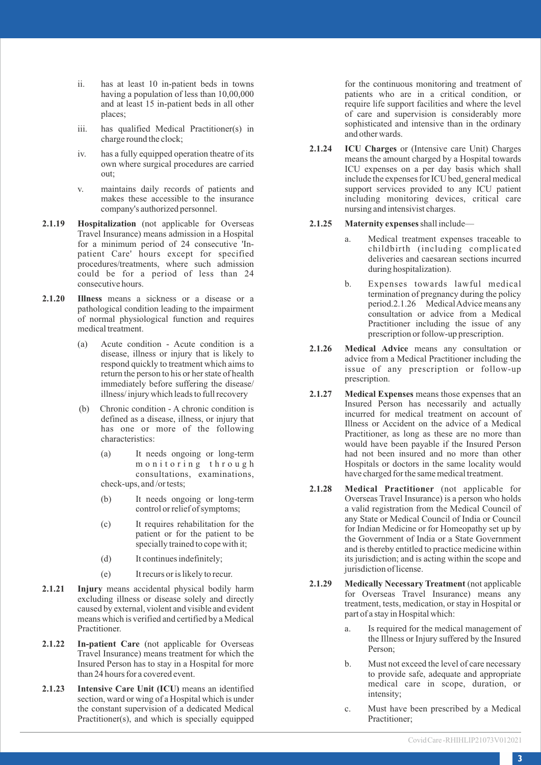ii. has at least 10 in-patient beds in towns having a population of less than 10,00,000 and at least 15 in-patient beds in all other places;

iii. has qualified Medical Practitioner(s) in charge round the clock;

iv. has a fully equipped operation theatre of its own where surgical procedures are carried out;

v. maintains daily records of patients and makes these accessible to the insurance company's authorized personnel.

**2.1.19 Hospitalization** (not applicable for Overseas Travel Insurance) means admission in a Hospital for a minimum period of 24 consecutive 'In-patient Care' hours except for specified procedures/treatments, where such admission could be for a period of less than 24 consecutive hours.

**2.1.20 Illness** means a sickness or a disease or a pathological condition leading to the impairment of normal physiological function and requires medical treatment.

(a) Acute condition - Acute condition is a disease, illness or injury that is likely to respond quickly to treatment which aims to return the person to his or her state of health immediately before suffering the disease/ illness/ injury which leads to full recovery

(b) Chronic condition - A chronic condition is defined as a disease, illness, or injury that has one or more of the following characteristics:

(a) It needs ongoing or long-term monitoring through consultations, examinations, check-ups, and /or tests;

(b) It needs ongoing or long-term control or relief of symptoms;

(c) It requires rehabilitation for the patient or for the patient to be specially trained to cope with it;

(d) It continues indefinitely;

(e) It recurs or is likely to recur.

**2.1.21 Injury** means accidental physical bodily harm excluding illness or disease solely and directly caused by external, violent and visible and evident means which is verified and certified by a Medical Practitioner.

**2.1.22 In-patient Care** (not applicable for Overseas Travel Insurance) means treatment for which the Insured Person has to stay in a Hospital for more than 24 hours for a covered event.

**2.1.23 Intensive Care Unit (ICU)** means an identified section, ward or wing of a Hospital which is under the constant supervision of a dedicated Medical Practitioner(s), and which is specially equipped for the continuous monitoring and treatment of patients who are in a critical condition, or require life support facilities and where the level of care and supervision is considerably more sophisticated and intensive than in the ordinary and other wards.

**2.1.24 ICU Charges** or (Intensive care Unit) Charges means the amount charged by a Hospital towards ICU expenses on a per day basis which shall include the expenses for ICU bed, general medical support services provided to any ICU patient including monitoring devices, critical care nursing and intensivist charges.

**2.1.25 Maternity expenses** shall include—

a. Medical treatment expenses traceable to childbirth (including complicated deliveries and caesarean sections incurred during hospitalization).

b. Expenses towards lawful medical termination of pregnancy during the policy period.2.1.26 Medical Advice means any consultation or advice from a Medical Practitioner including the issue of any prescription or follow-up prescription.

**2.1.26 Medical Advice** means any consultation or advice from a Medical Practitioner including the issue of any prescription or follow-up prescription.

**2.1.27 Medical Expenses** means those expenses that an Insured Person has necessarily and actually incurred for medical treatment on account of Illness or Accident on the advice of a Medical Practitioner, as long as these are no more than would have been payable if the Insured Person had not been insured and no more than other Hospitals or doctors in the same locality would have charged for the same medical treatment.

**2.1.28 Medical Practitioner** (not applicable for Overseas Travel Insurance) is a person who holds a valid registration from the Medical Council of any State or Medical Council of India or Council for Indian Medicine or for Homeopathy set up by the Government of India or a State Government and is thereby entitled to practice medicine within its jurisdiction; and is acting within the scope and jurisdiction of license.

**2.1.29 Medically Necessary Treatment** (not applicable for Overseas Travel Insurance) means any treatment, tests, medication, or stay in Hospital or part of a stay in Hospital which:

a. Is required for the medical management of the Illness or Injury suffered by the Insured Person;

b. Must not exceed the level of care necessary to provide safe, adequate and appropriate medical care in scope, duration, or intensity;

c. Must have been prescribed by a Medical Practitioner;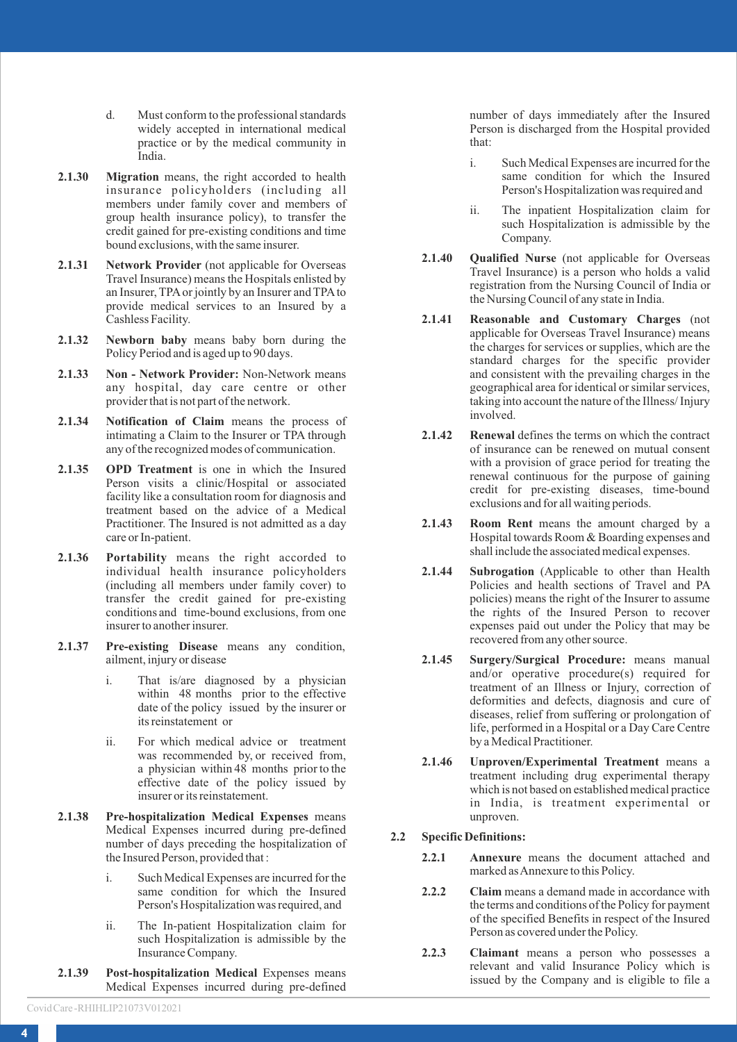d. Must conform to the professional standards widely accepted in international medical practice or by the medical community in India.

**2.1.30 Migration** means, the right accorded to health insurance policyholders (including all members under family cover and members of group health insurance policy), to transfer the credit gained for pre-existing conditions and time bound exclusions, with the same insurer.

**2.1.31 Network Provider** (not applicable for Overseas Travel Insurance) means the Hospitals enlisted by an Insurer, TPA or jointly by an Insurer and TPA to provide medical services to an Insured by a Cashless Facility.

**2.1.32 Newborn baby** means baby born during the Policy Period and is aged up to 90 days.

**2.1.33 Non - Network Provider:** Non-Network means any hospital, day care centre or other provider that is not part of the network.

**2.1.34 Notification of Claim** means the process of intimating a Claim to the Insurer or TPA through any of the recognized modes of communication.

**2.1.35 OPD Treatment** is one in which the Insured Person visits a clinic/Hospital or associated facility like a consultation room for diagnosis and treatment based on the advice of a Medical Practitioner. The Insured is not admitted as a day care or In-patient.

**2.1.36 Portability** means the right accorded to individual health insurance policyholders (including all members under family cover) to transfer the credit gained for pre-existing conditions and time-bound exclusions, from one insurer to another insurer.

**2.1.37 Pre-existing Disease** means any condition, ailment, injury or disease

i. That is/are diagnosed by a physician within 48 months prior to the effective date of the policy issued by the insurer or its reinstatement or

ii. For which medical advice or treatment was recommended by, or received from, a physician within 48 months prior to the effective date of the policy issued by insurer or its reinstatement.

**2.1.38 Pre-hospitalization Medical Expenses** means Medical Expenses incurred during pre-defined number of days preceding the hospitalization of the Insured Person, provided that :

i. Such Medical Expenses are incurred for the same condition for which the Insured Person's Hospitalization was required, and

ii. The In-patient Hospitalization claim for such Hospitalization is admissible by the Insurance Company.

**2.1.39 Post-hospitalization Medical** Expenses means Medical Expenses incurred during pre-defined number of days immediately after the Insured Person is discharged from the Hospital provided that:

i. Such Medical Expenses are incurred for the same condition for which the Insured Person's Hospitalization was required and

ii. The inpatient Hospitalization claim for such Hospitalization is admissible by the Company.

**2.1.40 Qualified Nurse** (not applicable for Overseas Travel Insurance) is a person who holds a valid registration from the Nursing Council of India or the Nursing Council of any state in India.

**2.1.41 Reasonable and Customary Charges** (not applicable for Overseas Travel Insurance) means the charges for services or supplies, which are the standard charges for the specific provider and consistent with the prevailing charges in the geographical area for identical or similar services, taking into account the nature of the Illness/ Injury involved.

**2.1.42 Renewal** defines the terms on which the contract of insurance can be renewed on mutual consent with a provision of grace period for treating the renewal continuous for the purpose of gaining credit for pre-existing diseases, time-bound exclusions and for all waiting periods.

**2.1.43 Room Rent** means the amount charged by a Hospital towards Room & Boarding expenses and shall include the associated medical expenses.

**2.1.44 Subrogation** (Applicable to other than Health Policies and health sections of Travel and PA policies) means the right of the Insurer to assume the rights of the Insured Person to recover expenses paid out under the Policy that may be recovered from any other source.

**2.1.45 Surgery/Surgical Procedure:** means manual and/or operative procedure(s) required for treatment of an Illness or Injury, correction of deformities and defects, diagnosis and cure of diseases, relief from suffering or prolongation of life, performed in a Hospital or a Day Care Centre by a Medical Practitioner.

**2.1.46 Unproven/Experimental Treatment** means a treatment including drug experimental therapy which is not based on established medical practice in India, is treatment experimental or unproven.

**2.2 Specific Definitions:**

**2.2.1 Annexure** means the document attached and marked as Annexure to this Policy.

**2.2.2 Claim** means a demand made in accordance with the terms and conditions of the Policy for payment of the specified Benefits in respect of the Insured Person as covered under the Policy.

**2.2.3 Claimant** means a person who possesses a relevant and valid Insurance Policy which is issued by the Company and is eligible to file a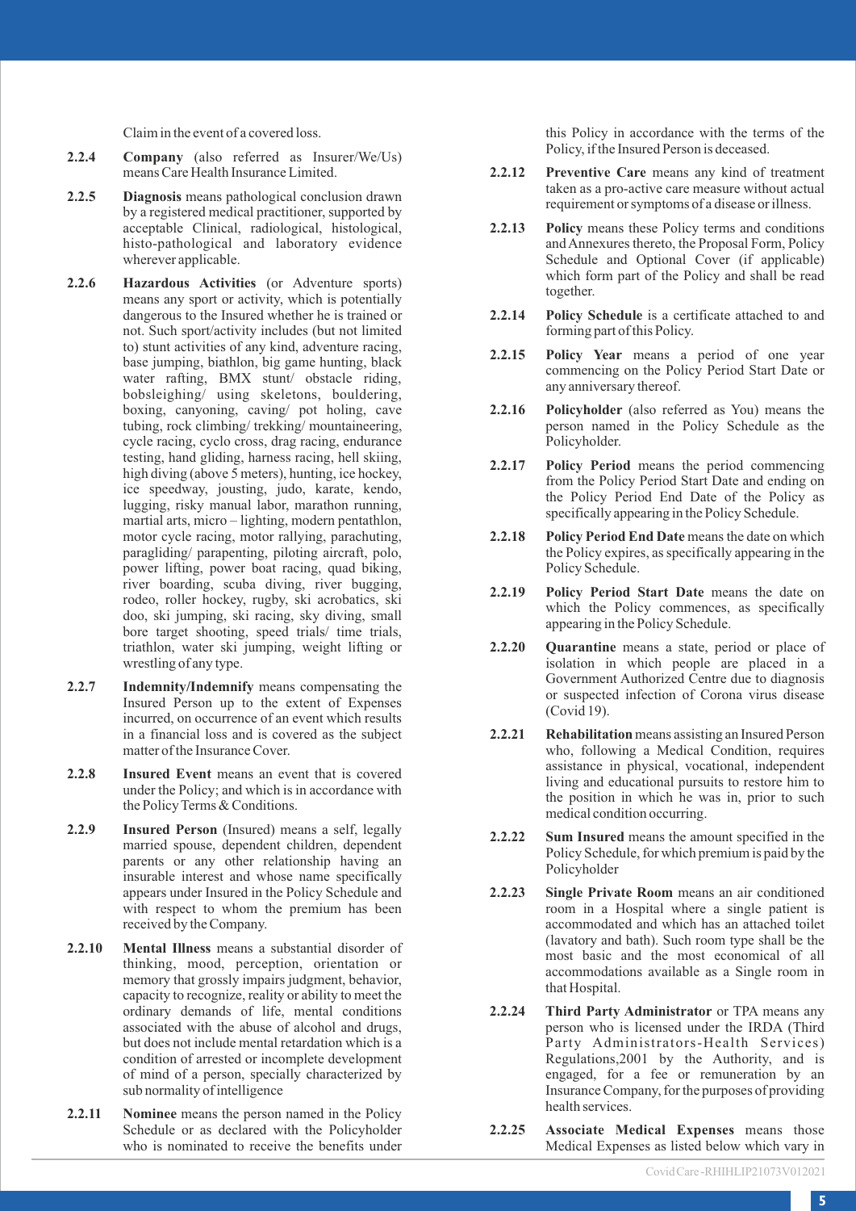Claim in the event of a covered loss.

**2.2.4** **Company** (also referred as Insurer/We/Us) means Care Health Insurance Limited.

**2.2.5** **Diagnosis** means pathological conclusion drawn by a registered medical practitioner, supported by acceptable Clinical, radiological, histological, histo-pathological and laboratory evidence wherever applicable.

**2.2.6** **Hazardous Activities** (or Adventure sports) means any sport or activity, which is potentially dangerous to the Insured whether he is trained or not. Such sport/activity includes (but not limited to) stunt activities of any kind, adventure racing, base jumping, biathlon, big game hunting, black water rafting, BMX stunt/ obstacle riding, bobsleighing/ using skeletons, bouldering, boxing, canyoning, caving/ pot holing, cave tubing, rock climbing/ trekking/ mountaineering, cycle racing, cyclo cross, drag racing, endurance testing, hand gliding, harness racing, hell skiing, high diving (above 5 meters), hunting, ice hockey, ice speedway, jousting, judo, karate, kendo, lugging, risky manual labor, marathon running, martial arts, micro – lighting, modern pentathlon, motor cycle racing, motor rallying, parachuting, paragliding/ parapenting, piloting aircraft, polo, power lifting, power boat racing, quad biking, river boarding, scuba diving, river bugging, rodeo, roller hockey, rugby, ski acrobatics, ski doo, ski jumping, ski racing, sky diving, small bore target shooting, speed trials/ time trials, triathlon, water ski jumping, weight lifting or wrestling of any type.

**2.2.7** **Indemnity/Indemnify** means compensating the Insured Person up to the extent of Expenses incurred, on occurrence of an event which results in a financial loss and is covered as the subject matter of the Insurance Cover.

**2.2.8** **Insured Event** means an event that is covered under the Policy; and which is in accordance with the Policy Terms & Conditions.

**2.2.9** **Insured Person** (Insured) means a self, legally married spouse, dependent children, dependent parents or any other relationship having an insurable interest and whose name specifically appears under Insured in the Policy Schedule and with respect to whom the premium has been received by the Company.

**2.2.10** **Mental Illness** means a substantial disorder of thinking, mood, perception, orientation or memory that grossly impairs judgment, behavior, capacity to recognize, reality or ability to meet the ordinary demands of life, mental conditions associated with the abuse of alcohol and drugs, but does not include mental retardation which is a condition of arrested or incomplete development of mind of a person, specially characterized by sub normality of intelligence

**2.2.11** **Nominee** means the person named in the Policy Schedule or as declared with the Policyholder who is nominated to receive the benefits under this Policy in accordance with the terms of the Policy, if the Insured Person is deceased.

**2.2.12** **Preventive Care** means any kind of treatment taken as a pro-active care measure without actual requirement or symptoms of a disease or illness.

**2.2.13** **Policy** means these Policy terms and conditions and Annexures thereto, the Proposal Form, Policy Schedule and Optional Cover (if applicable) which form part of the Policy and shall be read together.

**2.2.14** **Policy Schedule** is a certificate attached to and forming part of this Policy.

**2.2.15** **Policy Year** means a period of one year commencing on the Policy Period Start Date or any anniversary thereof.

**2.2.16** **Policyholder** (also referred as You) means the person named in the Policy Schedule as the Policyholder.

**2.2.17** **Policy Period** means the period commencing from the Policy Period Start Date and ending on the Policy Period End Date of the Policy as specifically appearing in the Policy Schedule.

**2.2.18** **Policy Period End Date** means the date on which the Policy expires, as specifically appearing in the Policy Schedule.

**2.2.19** **Policy Period Start Date** means the date on which the Policy commences, as specifically appearing in the Policy Schedule.

**2.2.20** **Quarantine** means a state, period or place of isolation in which people are placed in a Government Authorized Centre due to diagnosis or suspected infection of Corona virus disease (Covid 19).

**2.2.21** **Rehabilitation** means assisting an Insured Person who, following a Medical Condition, requires assistance in physical, vocational, independent living and educational pursuits to restore him to the position in which he was in, prior to such medical condition occurring.

**2.2.22** **Sum Insured** means the amount specified in the Policy Schedule, for which premium is paid by the Policyholder

**2.2.23** **Single Private Room** means an air conditioned room in a Hospital where a single patient is accommodated and which has an attached toilet (lavatory and bath). Such room type shall be the most basic and the most economical of all accommodations available as a Single room in that Hospital.

**2.2.24** **Third Party Administrator** or TPA means any person who is licensed under the IRDA (Third Party Administrators-Health Services) Regulations,2001 by the Authority, and is engaged, for a fee or remuneration by an Insurance Company, for the purposes of providing health services.

**2.2.25** **Associate Medical Expenses** means those Medical Expenses as listed below which vary in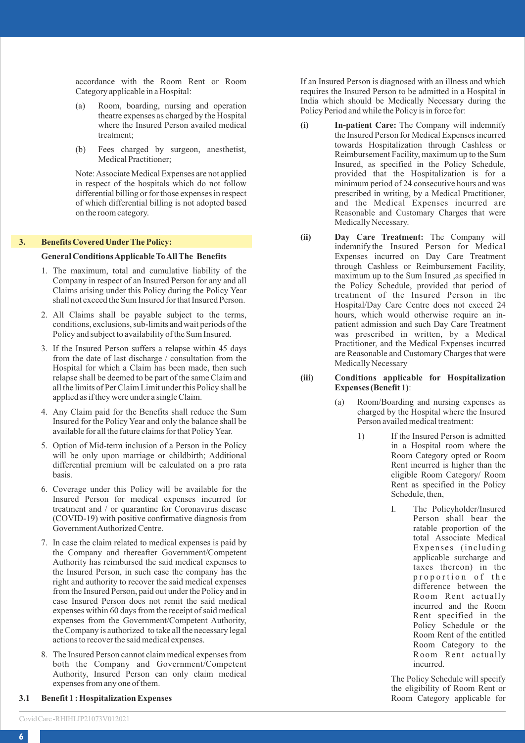accordance with the Room Rent or Room Category applicable in a Hospital:

(a) Room, boarding, nursing and operation theatre expenses as charged by the Hospital where the Insured Person availed medical treatment;

(b) Fees charged by surgeon, anesthetist, Medical Practitioner;

Note: Associate Medical Expenses are not applied in respect of the hospitals which do not follow differential billing or for those expenses in respect of which differential billing is not adopted based on the room category.

## 3. Benefits Covered Under The Policy:

**General Conditions Applicable To All The Benefits**

1. The maximum, total and cumulative liability of the Company in respect of an Insured Person for any and all Claims arising under this Policy during the Policy Year shall not exceed the Sum Insured for that Insured Person.
2. All Claims shall be payable subject to the terms, conditions, exclusions, sub-limits and wait periods of the Policy and subject to availability of the Sum Insured.
3. If the Insured Person suffers a relapse within 45 days from the date of last discharge / consultation from the Hospital for which a Claim has been made, then such relapse shall be deemed to be part of the same Claim and all the limits of Per Claim Limit under this Policy shall be applied as if they were under a single Claim.
4. Any Claim paid for the Benefits shall reduce the Sum Insured for the Policy Year and only the balance shall be available for all the future claims for that Policy Year.
5. Option of Mid-term inclusion of a Person in the Policy will be only upon marriage or childbirth; Additional differential premium will be calculated on a pro rata basis.
6. Coverage under this Policy will be available for the Insured Person for medical expenses incurred for treatment and / or quarantine for Coronavirus disease (COVID-19) with positive confirmative diagnosis from Government Authorized Centre.
7. In case the claim related to medical expenses is paid by the Company and thereafter Government/Competent Authority has reimbursed the said medical expenses to the Insured Person, in such case the company has the right and authority to recover the said medical expenses from the Insured Person, paid out under the Policy and in case Insured Person does not remit the said medical expenses within 60 days from the receipt of said medical expenses from the Government/Competent Authority, the Company is authorized to take all the necessary legal actions to recover the said medical expenses.
8. The Insured Person cannot claim medical expenses from both the Company and Government/Competent Authority, Insured Person can only claim medical expenses from any one of them.

### 3.1 Benefit 1 : Hospitalization Expenses

If an Insured Person is diagnosed with an illness and which requires the Insured Person to be admitted in a Hospital in India which should be Medically Necessary during the Policy Period and while the Policy is in force for:

**(i) In-patient Care:** The Company will indemnify the Insured Person for Medical Expenses incurred towards Hospitalization through Cashless or Reimbursement Facility, maximum up to the Sum Insured, as specified in the Policy Schedule, provided that the Hospitalization is for a minimum period of 24 consecutive hours and was prescribed in writing, by a Medical Practitioner, and the Medical Expenses incurred are Reasonable and Customary Charges that were Medically Necessary.

**(ii) Day Care Treatment:** The Company will indemnify the Insured Person for Medical Expenses incurred on Day Care Treatment through Cashless or Reimbursement Facility, maximum up to the Sum Insured ,as specified in the Policy Schedule, provided that period of treatment of the Insured Person in the Hospital/Day Care Centre does not exceed 24 hours, which would otherwise require an in-patient admission and such Day Care Treatment was prescribed in written, by a Medical Practitioner, and the Medical Expenses incurred are Reasonable and Customary Charges that were Medically Necessary

**(iii) Conditions applicable for Hospitalization Expenses (Benefit 1)**:

(a) Room/Boarding and nursing expenses as charged by the Hospital where the Insured Person availed medical treatment:

1) If the Insured Person is admitted in a Hospital room where the Room Category opted or Room Rent incurred is higher than the eligible Room Category/ Room Rent as specified in the Policy Schedule, then,

I. The Policyholder/Insured Person shall bear the ratable proportion of the total Associate Medical Expenses (including applicable surcharge and taxes thereon) in the proportion of the difference between the Room Rent actually incurred and the Room Rent specified in the Policy Schedule or the Room Rent of the entitled Room Category to the Room Rent actually incurred.

The Policy Schedule will specify the eligibility of Room Rent or Room Category applicable for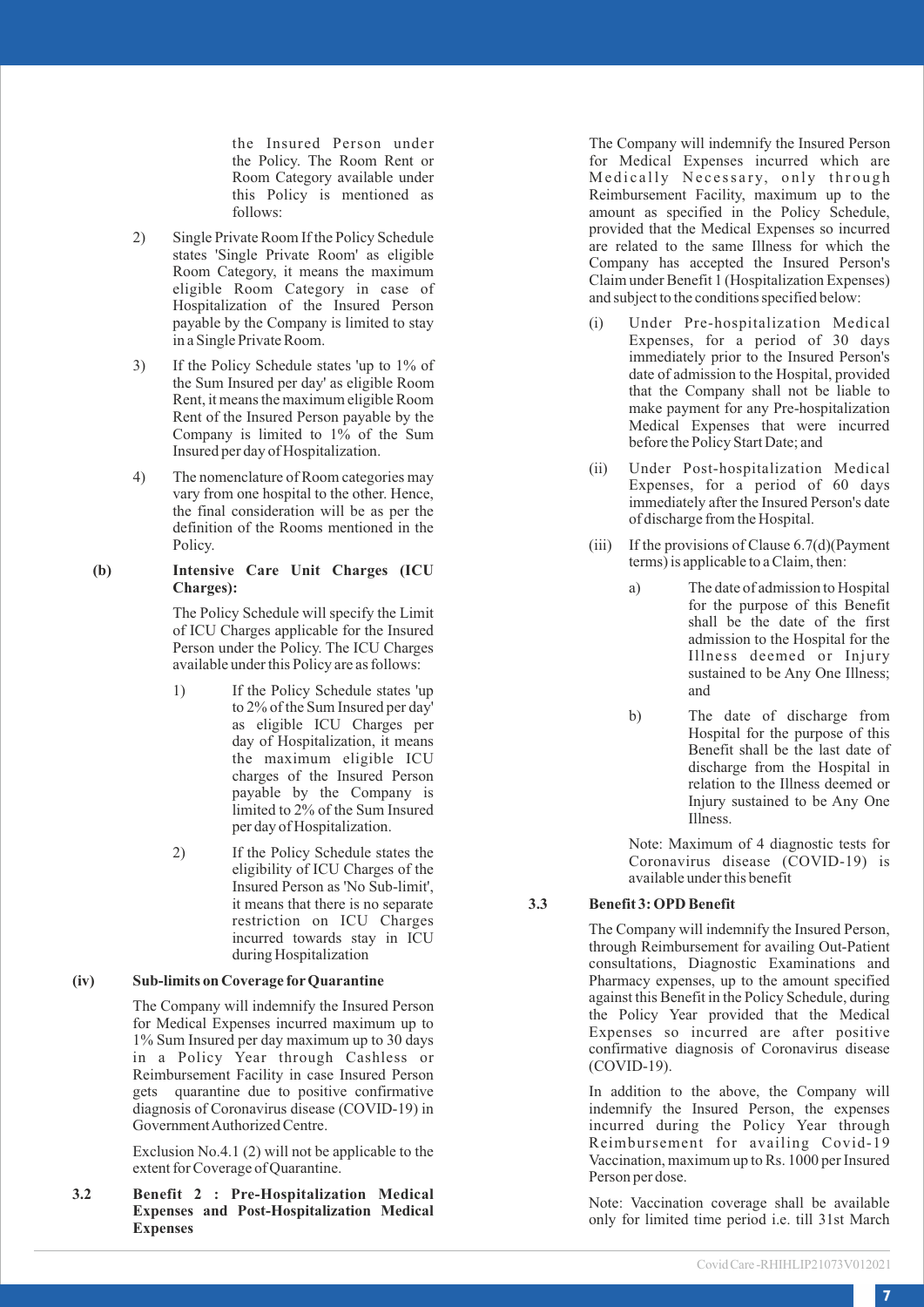the Insured Person under the Policy. The Room Rent or Room Category available under this Policy is mentioned as follows:

2) Single Private Room If the Policy Schedule states 'Single Private Room' as eligible Room Category, it means the maximum eligible Room Category in case of Hospitalization of the Insured Person payable by the Company is limited to stay in a Single Private Room.

3) If the Policy Schedule states 'up to 1% of the Sum Insured per day' as eligible Room Rent, it means the maximum eligible Room Rent of the Insured Person payable by the Company is limited to 1% of the Sum Insured per day of Hospitalization.

4) The nomenclature of Room categories may vary from one hospital to the other. Hence, the final consideration will be as per the definition of the Rooms mentioned in the Policy.

**(b) Intensive Care Unit Charges (ICU Charges):**

The Policy Schedule will specify the Limit of ICU Charges applicable for the Insured Person under the Policy. The ICU Charges available under this Policy are as follows:

1) If the Policy Schedule states 'up to 2% of the Sum Insured per day' as eligible ICU Charges per day of Hospitalization, it means the maximum eligible ICU charges of the Insured Person payable by the Company is limited to 2% of the Sum Insured per day of Hospitalization.

2) If the Policy Schedule states the eligibility of ICU Charges of the Insured Person as 'No Sub-limit', it means that there is no separate restriction on ICU Charges incurred towards stay in ICU during Hospitalization

**(iv) Sub-limits on Coverage for Quarantine**

The Company will indemnify the Insured Person for Medical Expenses incurred maximum up to 1% Sum Insured per day maximum up to 30 days in a Policy Year through Cashless or Reimbursement Facility in case Insured Person gets quarantine due to positive confirmative diagnosis of Coronavirus disease (COVID-19) in Government Authorized Centre.

Exclusion No.4.1 (2) will not be applicable to the extent for Coverage of Quarantine.

**3.2 Benefit 2 : Pre-Hospitalization Medical Expenses and Post-Hospitalization Medical Expenses**

The Company will indemnify the Insured Person for Medical Expenses incurred which are Medically Necessary, only through Reimbursement Facility, maximum up to the amount as specified in the Policy Schedule, provided that the Medical Expenses so incurred are related to the same Illness for which the Company has accepted the Insured Person's Claim under Benefit 1 (Hospitalization Expenses) and subject to the conditions specified below:

(i) Under Pre-hospitalization Medical Expenses, for a period of 30 days immediately prior to the Insured Person's date of admission to the Hospital, provided that the Company shall not be liable to make payment for any Pre-hospitalization Medical Expenses that were incurred before the Policy Start Date; and

(ii) Under Post-hospitalization Medical Expenses, for a period of 60 days immediately after the Insured Person's date of discharge from the Hospital.

(iii) If the provisions of Clause 6.7(d)(Payment terms) is applicable to a Claim, then:

a) The date of admission to Hospital for the purpose of this Benefit shall be the date of the first admission to the Hospital for the Illness deemed or Injury sustained to be Any One Illness; and

b) The date of discharge from Hospital for the purpose of this Benefit shall be the last date of discharge from the Hospital in relation to the Illness deemed or Injury sustained to be Any One Illness.

Note: Maximum of 4 diagnostic tests for Coronavirus disease (COVID-19) is available under this benefit

**3.3 Benefit 3: OPD Benefit**

The Company will indemnify the Insured Person, through Reimbursement for availing Out-Patient consultations, Diagnostic Examinations and Pharmacy expenses, up to the amount specified against this Benefit in the Policy Schedule, during the Policy Year provided that the Medical Expenses so incurred are after positive confirmative diagnosis of Coronavirus disease (COVID-19).

In addition to the above, the Company will indemnify the Insured Person, the expenses incurred during the Policy Year through Reimbursement for availing Covid-19 Vaccination, maximum up to Rs. 1000 per Insured Person per dose.

Note: Vaccination coverage shall be available only for limited time period i.e. till 31st March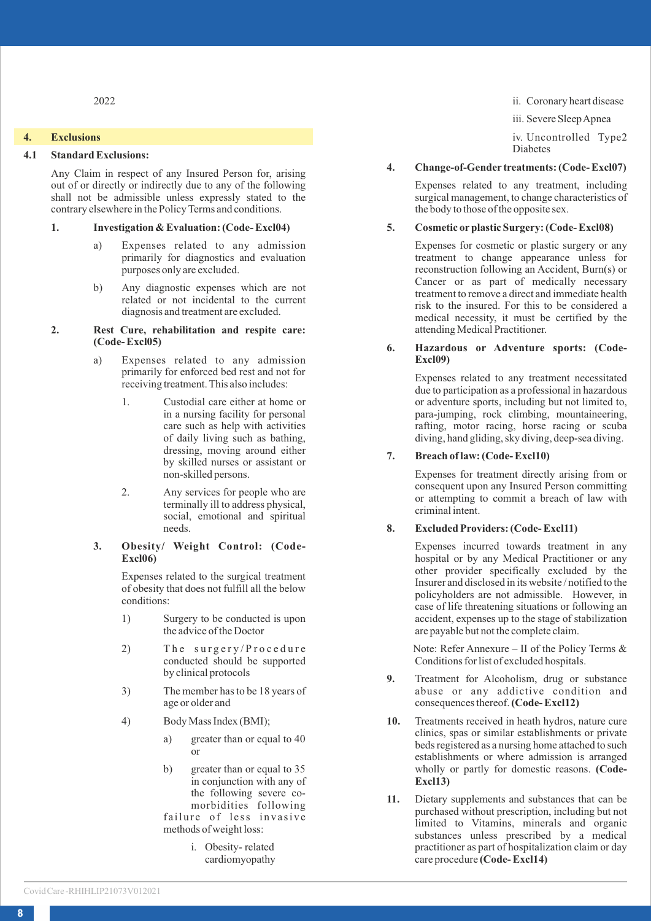2022

## 4. Exclusions

### 4.1 Standard Exclusions:

Any Claim in respect of any Insured Person for, arising out of or directly or indirectly due to any of the following shall not be admissible unless expressly stated to the contrary elsewhere in the Policy Terms and conditions.

**1. Investigation & Evaluation: (Code- Excl04)**

a) Expenses related to any admission primarily for diagnostics and evaluation purposes only are excluded.

b) Any diagnostic expenses which are not related or not incidental to the current diagnosis and treatment are excluded.

**2. Rest Cure, rehabilitation and respite care: (Code- Excl05)**

a) Expenses related to any admission primarily for enforced bed rest and not for receiving treatment. This also includes:

1. Custodial care either at home or in a nursing facility for personal care such as help with activities of daily living such as bathing, dressing, moving around either by skilled nurses or assistant or non-skilled persons.

2. Any services for people who are terminally ill to address physical, social, emotional and spiritual needs.

**3. Obesity/ Weight Control: (Code- Excl06)**

Expenses related to the surgical treatment of obesity that does not fulfill all the below conditions:

1) Surgery to be conducted is upon the advice of the Doctor

2) The surgery/Procedure conducted should be supported by clinical protocols

3) The member has to be 18 years of age or older and

4) Body Mass Index (BMI);

a) greater than or equal to 40 or

b) greater than or equal to 35 in conjunction with any of the following severe co-morbidities following failure of less invasive methods of weight loss:

i. Obesity- related cardiomyopathy

ii. Coronary heart disease

iii. Severe Sleep Apnea

iv. Uncontrolled Type2 Diabetes

**4. Change-of-Gender treatments: (Code- Excl07)**

Expenses related to any treatment, including surgical management, to change characteristics of the body to those of the opposite sex.

**5. Cosmetic or plastic Surgery: (Code- Excl08)**

Expenses for cosmetic or plastic surgery or any treatment to change appearance unless for reconstruction following an Accident, Burn(s) or Cancer or as part of medically necessary treatment to remove a direct and immediate health risk to the insured. For this to be considered a medical necessity, it must be certified by the attending Medical Practitioner.

**6. Hazardous or Adventure sports: (Code- Excl09)**

Expenses related to any treatment necessitated due to participation as a professional in hazardous or adventure sports, including but not limited to, para-jumping, rock climbing, mountaineering, rafting, motor racing, horse racing or scuba diving, hand gliding, sky diving, deep-sea diving.

**7. Breach of law: (Code- Excl10)**

Expenses for treatment directly arising from or consequent upon any Insured Person committing or attempting to commit a breach of law with criminal intent.

**8. Excluded Providers: (Code- Excl11)**

Expenses incurred towards treatment in any hospital or by any Medical Practitioner or any other provider specifically excluded by the Insurer and disclosed in its website / notified to the policyholders are not admissible. However, in case of life threatening situations or following an accident, expenses up to the stage of stabilization are payable but not the complete claim.

Note: Refer Annexure – II of the Policy Terms & Conditions for list of excluded hospitals.

**9.** Treatment for Alcoholism, drug or substance abuse or any addictive condition and consequences thereof. **(Code- Excl12)**

**10.** Treatments received in heath hydros, nature cure clinics, spas or similar establishments or private beds registered as a nursing home attached to such establishments or where admission is arranged wholly or partly for domestic reasons. **(Code- Excl13)**

**11.** Dietary supplements and substances that can be purchased without prescription, including but not limited to Vitamins, minerals and organic substances unless prescribed by a medical practitioner as part of hospitalization claim or day care procedure **(Code- Excl14)**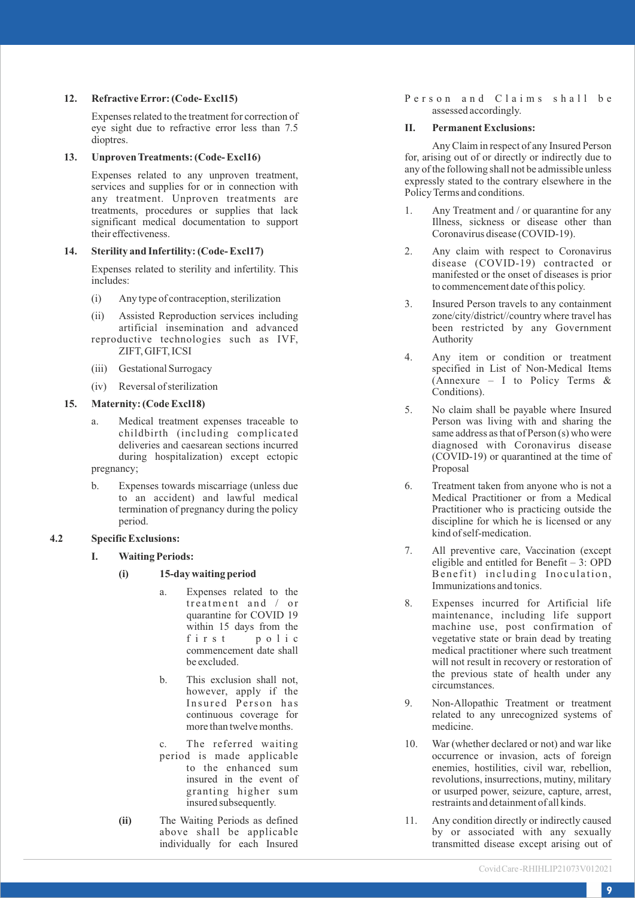**12. Refractive Error: (Code- Excl15)**

Expenses related to the treatment for correction of eye sight due to refractive error less than 7.5 dioptres.

**13. Unproven Treatments: (Code- Excl16)**

Expenses related to any unproven treatment, services and supplies for or in connection with any treatment. Unproven treatments are treatments, procedures or supplies that lack significant medical documentation to support their effectiveness.

**14. Sterility and Infertility: (Code- Excl17)**

Expenses related to sterility and infertility. This includes:

(i) Any type of contraception, sterilization

(ii) Assisted Reproduction services including artificial insemination and advanced reproductive technologies such as IVF, ZIFT, GIFT, ICSI

(iii) Gestational Surrogacy

(iv) Reversal of sterilization

**15. Maternity: (Code Excl18)**

a. Medical treatment expenses traceable to childbirth (including complicated deliveries and caesarean sections incurred during hospitalization) except ectopic pregnancy;

b. Expenses towards miscarriage (unless due to an accident) and lawful medical termination of pregnancy during the policy period.

**4.2 Specific Exclusions:**

**I. Waiting Periods:**

**(i) 15-day waiting period**

a. Expenses related to the treatment and / or quarantine for COVID 19 within 15 days from the first polic commencement date shall be excluded.

b. This exclusion shall not, however, apply if the Insured Person has continuous coverage for more than twelve months.

c. The referred waiting period is made applicable to the enhanced sum insured in the event of granting higher sum insured subsequently.

**(ii)** The Waiting Periods as defined above shall be applicable individually for each Insured Person and Claims shall be assessed accordingly.

**II. Permanent Exclusions:**

Any Claim in respect of any Insured Person for, arising out of or directly or indirectly due to any of the following shall not be admissible unless expressly stated to the contrary elsewhere in the Policy Terms and conditions.

1. Any Treatment and / or quarantine for any Illness, sickness or disease other than Coronavirus disease (COVID-19).

2. Any claim with respect to Coronavirus disease (COVID-19) contracted or manifested or the onset of diseases is prior to commencement date of this policy.

3. Insured Person travels to any containment zone/city/district//country where travel has been restricted by any Government Authority

4. Any item or condition or treatment specified in List of Non-Medical Items (Annexure – I to Policy Terms & Conditions).

5. No claim shall be payable where Insured Person was living with and sharing the same address as that of Person (s) who were diagnosed with Coronavirus disease (COVID-19) or quarantined at the time of Proposal

6. Treatment taken from anyone who is not a Medical Practitioner or from a Medical Practitioner who is practicing outside the discipline for which he is licensed or any kind of self-medication.

7. All preventive care, Vaccination (except eligible and entitled for Benefit – 3: OPD Benefit) including Inoculation, Immunizations and tonics.

8. Expenses incurred for Artificial life maintenance, including life support machine use, post confirmation of vegetative state or brain dead by treating medical practitioner where such treatment will not result in recovery or restoration of the previous state of health under any circumstances.

9. Non-Allopathic Treatment or treatment related to any unrecognized systems of medicine.

10. War (whether declared or not) and war like occurrence or invasion, acts of foreign enemies, hostilities, civil war, rebellion, revolutions, insurrections, mutiny, military or usurped power, seizure, capture, arrest, restraints and detainment of all kinds.

11. Any condition directly or indirectly caused by or associated with any sexually transmitted disease except arising out of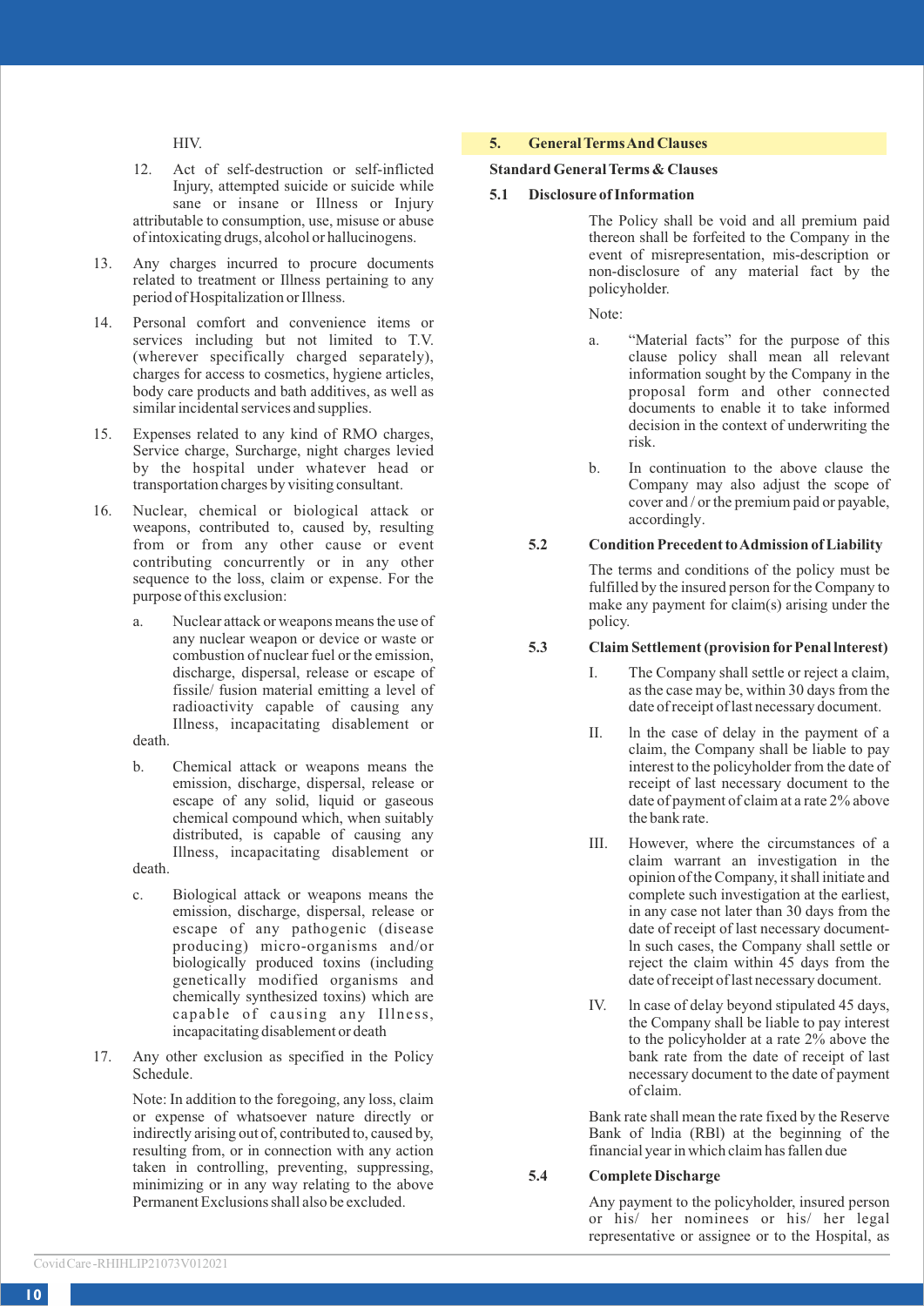HIV.

12. Act of self-destruction or self-inflicted Injury, attempted suicide or suicide while sane or insane or Illness or Injury attributable to consumption, use, misuse or abuse of intoxicating drugs, alcohol or hallucinogens.

13. Any charges incurred to procure documents related to treatment or Illness pertaining to any period of Hospitalization or Illness.

14. Personal comfort and convenience items or services including but not limited to T.V. (wherever specifically charged separately), charges for access to cosmetics, hygiene articles, body care products and bath additives, as well as similar incidental services and supplies.

15. Expenses related to any kind of RMO charges, Service charge, Surcharge, night charges levied by the hospital under whatever head or transportation charges by visiting consultant.

16. Nuclear, chemical or biological attack or weapons, contributed to, caused by, resulting from or from any other cause or event contributing concurrently or in any other sequence to the loss, claim or expense. For the purpose of this exclusion:

    a. Nuclear attack or weapons means the use of any nuclear weapon or device or waste or combustion of nuclear fuel or the emission, discharge, dispersal, release or escape of fissile/ fusion material emitting a level of radioactivity capable of causing any Illness, incapacitating disablement or death.

    b. Chemical attack or weapons means the emission, discharge, dispersal, release or escape of any solid, liquid or gaseous chemical compound which, when suitably distributed, is capable of causing any Illness, incapacitating disablement or death.

    c. Biological attack or weapons means the emission, discharge, dispersal, release or escape of any pathogenic (disease producing) micro-organisms and/or biologically produced toxins (including genetically modified organisms and chemically synthesized toxins) which are capable of causing any Illness, incapacitating disablement or death

17. Any other exclusion as specified in the Policy Schedule.

Note: In addition to the foregoing, any loss, claim or expense of whatsoever nature directly or indirectly arising out of, contributed to, caused by, resulting from, or in connection with any action taken in controlling, preventing, suppressing, minimizing or in any way relating to the above Permanent Exclusions shall also be excluded.

## 5. General Terms And Clauses

**Standard General Terms & Clauses**

### 5.1 Disclosure of Information

The Policy shall be void and all premium paid thereon shall be forfeited to the Company in the event of misrepresentation, mis-description or non-disclosure of any material fact by the policyholder.

Note:

a. "Material facts" for the purpose of this clause policy shall mean all relevant information sought by the Company in the proposal form and other connected documents to enable it to take informed decision in the context of underwriting the risk.

b. In continuation to the above clause the Company may also adjust the scope of cover and / or the premium paid or payable, accordingly.

### 5.2 Condition Precedent to Admission of Liability

The terms and conditions of the policy must be fulfilled by the insured person for the Company to make any payment for claim(s) arising under the policy.

### 5.3 Claim Settlement (provision for Penal Interest)

I. The Company shall settle or reject a claim, as the case may be, within 30 days from the date of receipt of last necessary document.

II. In the case of delay in the payment of a claim, the Company shall be liable to pay interest to the policyholder from the date of receipt of last necessary document to the date of payment of claim at a rate 2% above the bank rate.

III. However, where the circumstances of a claim warrant an investigation in the opinion of the Company, it shall initiate and complete such investigation at the earliest, in any case not later than 30 days from the date of receipt of last necessary document- In such cases, the Company shall settle or reject the claim within 45 days from the date of receipt of last necessary document.

IV. In case of delay beyond stipulated 45 days, the Company shall be liable to pay interest to the policyholder at a rate 2% above the bank rate from the date of receipt of last necessary document to the date of payment of claim.

Bank rate shall mean the rate fixed by the Reserve Bank of India (RBI) at the beginning of the financial year in which claim has fallen due

### 5.4 Complete Discharge

Any payment to the policyholder, insured person or his/ her nominees or his/ her legal representative or assignee or to the Hospital, as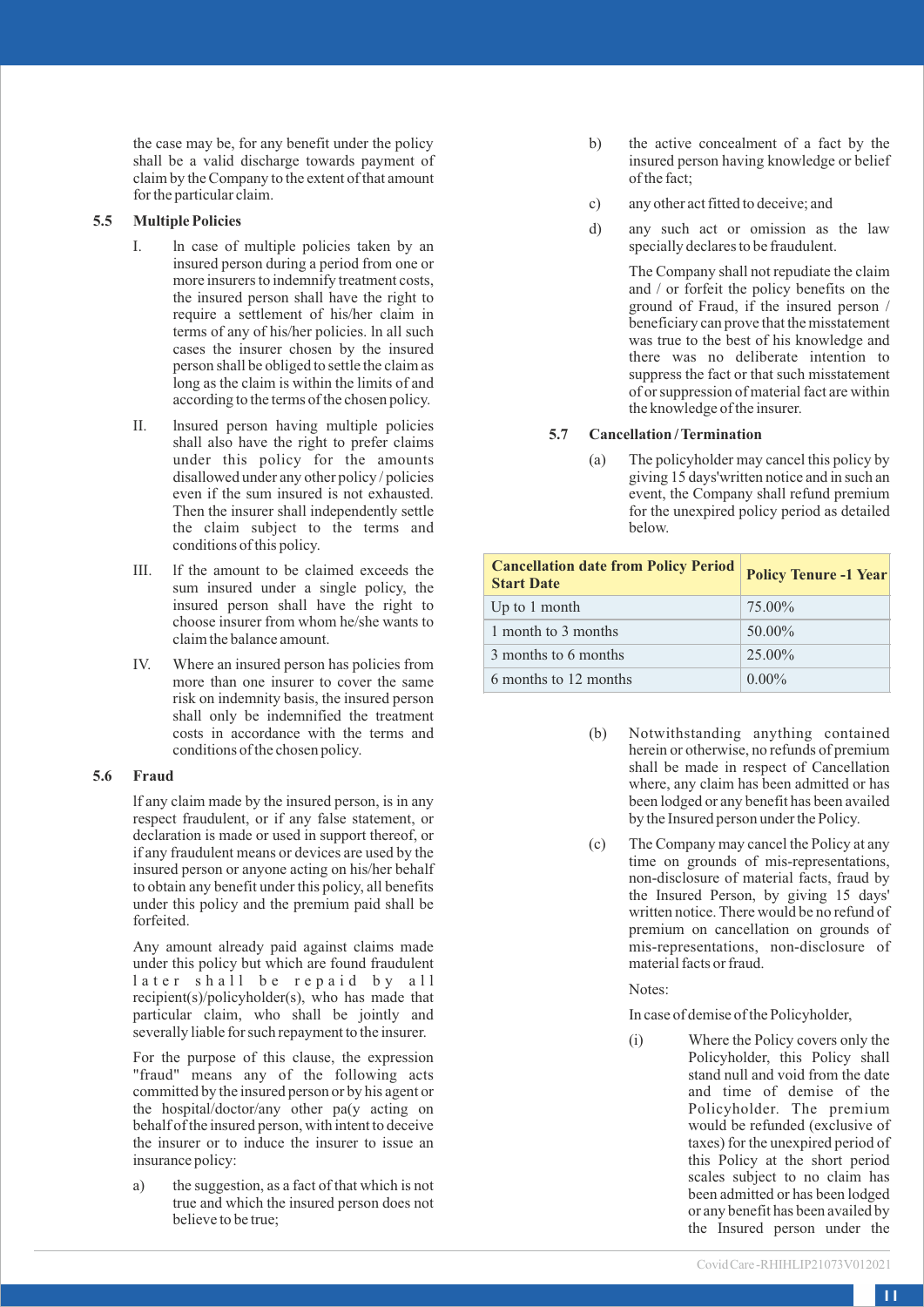the case may be, for any benefit under the policy shall be a valid discharge towards payment of claim by the Company to the extent of that amount for the particular claim.

### 5.5 Multiple Policies

I. In case of multiple policies taken by an insured person during a period from one or more insurers to indemnify treatment costs, the insured person shall have the right to require a settlement of his/her claim in terms of any of his/her policies. In all such cases the insurer chosen by the insured person shall be obliged to settle the claim as long as the claim is within the limits of and according to the terms of the chosen policy.

II. Insured person having multiple policies shall also have the right to prefer claims under this policy for the amounts disallowed under any other policy / policies even if the sum insured is not exhausted. Then the insurer shall independently settle the claim subject to the terms and conditions of this policy.

III. If the amount to be claimed exceeds the sum insured under a single policy, the insured person shall have the right to choose insurer from whom he/she wants to claim the balance amount.

IV. Where an insured person has policies from more than one insurer to cover the same risk on indemnity basis, the insured person shall only be indemnified the treatment costs in accordance with the terms and conditions of the chosen policy.

### 5.6 Fraud

If any claim made by the insured person, is in any respect fraudulent, or if any false statement, or declaration is made or used in support thereof, or if any fraudulent means or devices are used by the insured person or anyone acting on his/her behalf to obtain any benefit under this policy, all benefits under this policy and the premium paid shall be forfeited.

Any amount already paid against claims made under this policy but which are found fraudulent later shall be repaid by all recipient(s)/policyholder(s), who has made that particular claim, who shall be jointly and severally liable for such repayment to the insurer.

For the purpose of this clause, the expression "fraud" means any of the following acts committed by the insured person or by his agent or the hospital/doctor/any other pa(y acting on behalf of the insured person, with intent to deceive the insurer or to induce the insurer to issue an insurance policy:

a) the suggestion, as a fact of that which is not true and which the insured person does not believe to be true;

b) the active concealment of a fact by the insured person having knowledge or belief of the fact;

c) any other act fitted to deceive; and

d) any such act or omission as the law specially declares to be fraudulent.

The Company shall not repudiate the claim and / or forfeit the policy benefits on the ground of Fraud, if the insured person / beneficiary can prove that the misstatement was true to the best of his knowledge and there was no deliberate intention to suppress the fact or that such misstatement of or suppression of material fact are within the knowledge of the insurer.

### 5.7 Cancellation / Termination

(a) The policyholder may cancel this policy by giving 15 days'written notice and in such an event, the Company shall refund premium for the unexpired policy period as detailed below.

| Cancellation date from Policy Period Start Date | Policy Tenure -1 Year |
|---|---|
| Up to 1 month | 75.00% |
| 1 month to 3 months | 50.00% |
| 3 months to 6 months | 25.00% |
| 6 months to 12 months | 0.00% |

(b) Notwithstanding anything contained herein or otherwise, no refunds of premium shall be made in respect of Cancellation where, any claim has been admitted or has been lodged or any benefit has been availed by the Insured person under the Policy.

(c) The Company may cancel the Policy at any time on grounds of mis-representations, non-disclosure of material facts, fraud by the Insured Person, by giving 15 days' written notice. There would be no refund of premium on cancellation on grounds of mis-representations, non-disclosure of material facts or fraud.

Notes:

In case of demise of the Policyholder,

(i) Where the Policy covers only the Policyholder, this Policy shall stand null and void from the date and time of demise of the Policyholder. The premium would be refunded (exclusive of taxes) for the unexpired period of this Policy at the short period scales subject to no claim has been admitted or has been lodged or any benefit has been availed by the Insured person under the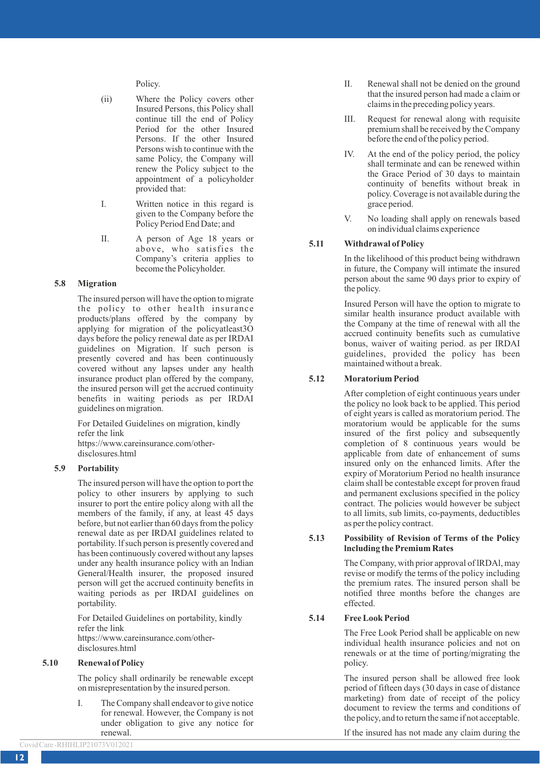Policy.

(ii) Where the Policy covers other Insured Persons, this Policy shall continue till the end of Policy Period for the other Insured Persons. If the other Insured Persons wish to continue with the same Policy, the Company will renew the Policy subject to the appointment of a policyholder provided that:

I. Written notice in this regard is given to the Company before the Policy Period End Date; and

II. A person of Age 18 years or above, who satisfies the Company's criteria applies to become the Policyholder.

**5.8 Migration**

The insured person will have the option to migrate the policy to other health insurance products/plans offered by the company by applying for migration of the policyatleast3O days before the policy renewal date as per IRDAI guidelines on Migration. lf such person is presently covered and has been continuously covered without any lapses under any health insurance product plan offered by the company, the insured person will get the accrued continuity benefits in waiting periods as per IRDAI guidelines on migration.

For Detailed Guidelines on migration, kindly refer the link https://www.careinsurance.com/other-disclosures.html

**5.9 Portability**

The insured person will have the option to port the policy to other insurers by applying to such insurer to port the entire policy along with all the members of the family, if any, at least 45 days before, but not earlier than 60 days from the policy renewal date as per IRDAI guidelines related to portability. lf such person is presently covered and has been continuously covered without any lapses under any health insurance policy with an lndian General/Health insurer, the proposed insured person will get the accrued continuity benefits in waiting periods as per IRDAI guidelines on portability.

For Detailed Guidelines on portability, kindly refer the link https://www.careinsurance.com/other-disclosures.html

**5.10 Renewal of Policy**

The policy shall ordinarily be renewable except on misrepresentation by the insured person.

I. The Company shall endeavor to give notice for renewal. However, the Company is not under obligation to give any notice for renewal.

II. Renewal shall not be denied on the ground that the insured person had made a claim or claims in the preceding policy years.

III. Request for renewal along with requisite premium shall be received by the Company before the end of the policy period.

IV. At the end of the policy period, the policy shall terminate and can be renewed within the Grace Period of 30 days to maintain continuity of benefits without break in policy. Coverage is not available during the grace period.

V. No loading shall apply on renewals based on individual claims experience

**5.11 Withdrawal of Policy**

In the likelihood of this product being withdrawn in future, the Company will intimate the insured person about the same 90 days prior to expiry of the policy.

Insured Person will have the option to migrate to similar health insurance product available with the Company at the time of renewal with all the accrued continuity benefits such as cumulative bonus, waiver of waiting period. as per IRDAI guidelines, provided the policy has been maintained without a break.

**5.12 Moratorium Period**

After completion of eight continuous years under the policy no look back to be applied. This period of eight years is called as moratorium period. The moratorium would be applicable for the sums insured of the first policy and subsequently completion of 8 continuous years would be applicable from date of enhancement of sums insured only on the enhanced limits. After the expiry of Moratorium Period no health insurance claim shall be contestable except for proven fraud and permanent exclusions specified in the policy contract. The policies would however be subject to all limits, sub limits, co-payments, deductibles as per the policy contract.

**5.13 Possibility of Revision of Terms of the Policy lncluding the Premium Rates**

The Company, with prior approval of lRDAl, may revise or modify the terms of the policy including the premium rates. The insured person shall be notified three months before the changes are effected.

**5.14 Free Look Period**

The Free Look Period shall be applicable on new individual health insurance policies and not on renewals or at the time of porting/migrating the policy.

The insured person shall be allowed free look period of fifteen days (30 days in case of distance marketing) from date of receipt of the policy document to review the terms and conditions of the policy, and to return the same if not acceptable.

lf the insured has not made any claim during the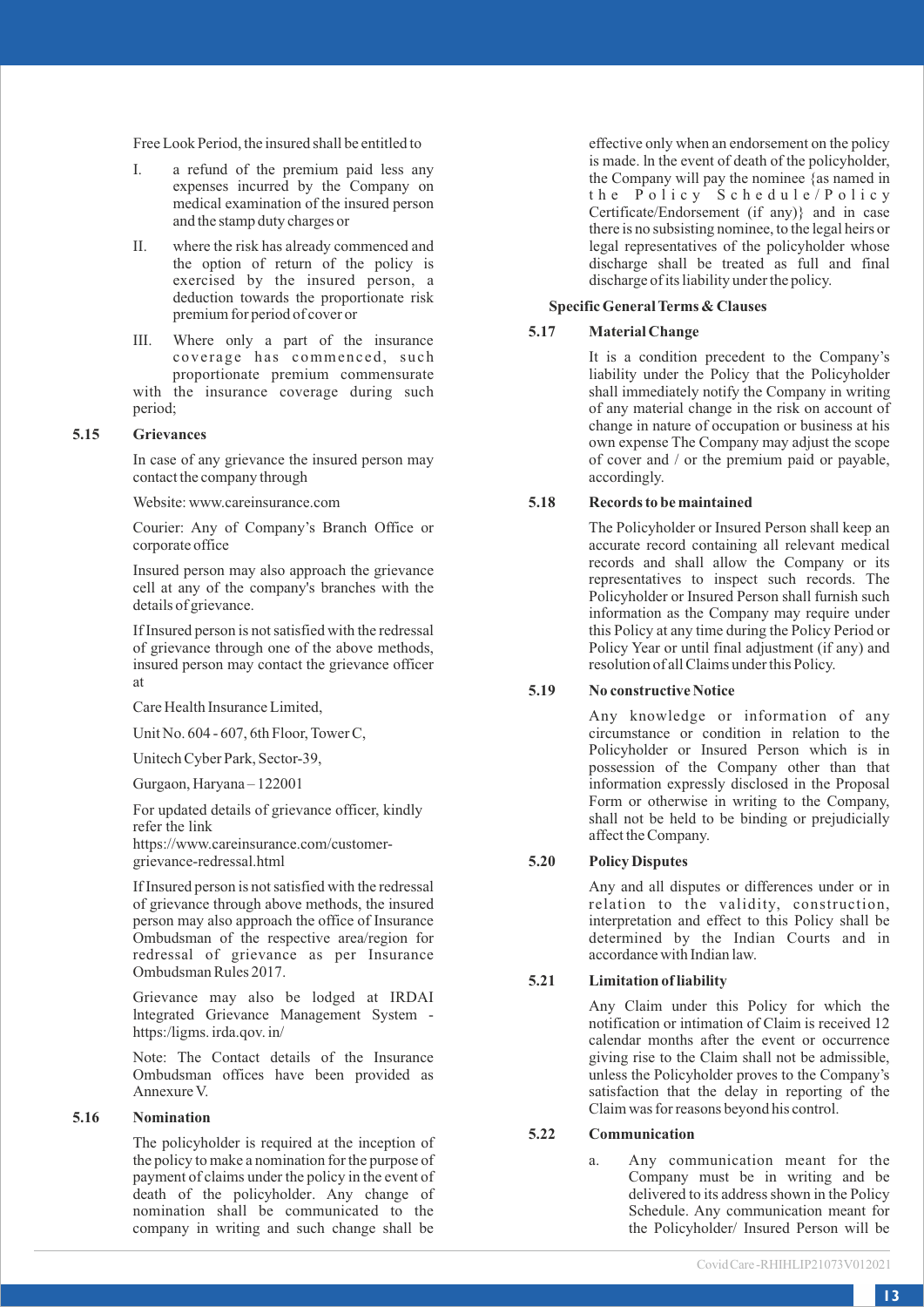Free Look Period, the insured shall be entitled to

I. a refund of the premium paid less any expenses incurred by the Company on medical examination of the insured person and the stamp duty charges or

II. where the risk has already commenced and the option of return of the policy is exercised by the insured person, a deduction towards the proportionate risk premium for period of cover or

III. Where only a part of the insurance coverage has commenced, such proportionate premium commensurate with the insurance coverage during such period;

**5.15 Grievances**

In case of any grievance the insured person may contact the company through

Website: www.careinsurance.com

Courier: Any of Company's Branch Office or corporate office

Insured person may also approach the grievance cell at any of the company's branches with the details of grievance.

If Insured person is not satisfied with the redressal of grievance through one of the above methods, insured person may contact the grievance officer at

Care Health Insurance Limited,

Unit No. 604 - 607, 6th Floor, Tower C,

Unitech Cyber Park, Sector-39,

Gurgaon, Haryana – 122001

For updated details of grievance officer, kindly refer the link https://www.careinsurance.com/customer-grievance-redressal.html

If Insured person is not satisfied with the redressal of grievance through above methods, the insured person may also approach the office of Insurance Ombudsman of the respective area/region for redressal of grievance as per Insurance Ombudsman Rules 2017.

Grievance may also be lodged at IRDAI lntegrated Grievance Management System - https:/ligms. irda.qov. in/

Note: The Contact details of the Insurance Ombudsman offices have been provided as Annexure V.

**5.16 Nomination**

The policyholder is required at the inception of the policy to make a nomination for the purpose of payment of claims under the policy in the event of death of the policyholder. Any change of nomination shall be communicated to the company in writing and such change shall be effective only when an endorsement on the policy is made. ln the event of death of the policyholder, the Company will pay the nominee {as named in the Policy Schedule/Policy Certificate/Endorsement (if any)} and in case there is no subsisting nominee, to the legal heirs or legal representatives of the policyholder whose discharge shall be treated as full and final discharge of its liability under the policy.

**Specific General Terms & Clauses**

**5.17 Material Change**

It is a condition precedent to the Company's liability under the Policy that the Policyholder shall immediately notify the Company in writing of any material change in the risk on account of change in nature of occupation or business at his own expense The Company may adjust the scope of cover and / or the premium paid or payable, accordingly.

**5.18 Records to be maintained**

The Policyholder or Insured Person shall keep an accurate record containing all relevant medical records and shall allow the Company or its representatives to inspect such records. The Policyholder or Insured Person shall furnish such information as the Company may require under this Policy at any time during the Policy Period or Policy Year or until final adjustment (if any) and resolution of all Claims under this Policy.

**5.19 No constructive Notice**

Any knowledge or information of any circumstance or condition in relation to the Policyholder or Insured Person which is in possession of the Company other than that information expressly disclosed in the Proposal Form or otherwise in writing to the Company, shall not be held to be binding or prejudicially affect the Company.

**5.20 Policy Disputes**

Any and all disputes or differences under or in relation to the validity, construction, interpretation and effect to this Policy shall be determined by the Indian Courts and in accordance with Indian law.

**5.21 Limitation of liability**

Any Claim under this Policy for which the notification or intimation of Claim is received 12 calendar months after the event or occurrence giving rise to the Claim shall not be admissible, unless the Policyholder proves to the Company's satisfaction that the delay in reporting of the Claim was for reasons beyond his control.

**5.22 Communication**

a. Any communication meant for the Company must be in writing and be delivered to its address shown in the Policy Schedule. Any communication meant for the Policyholder/ Insured Person will be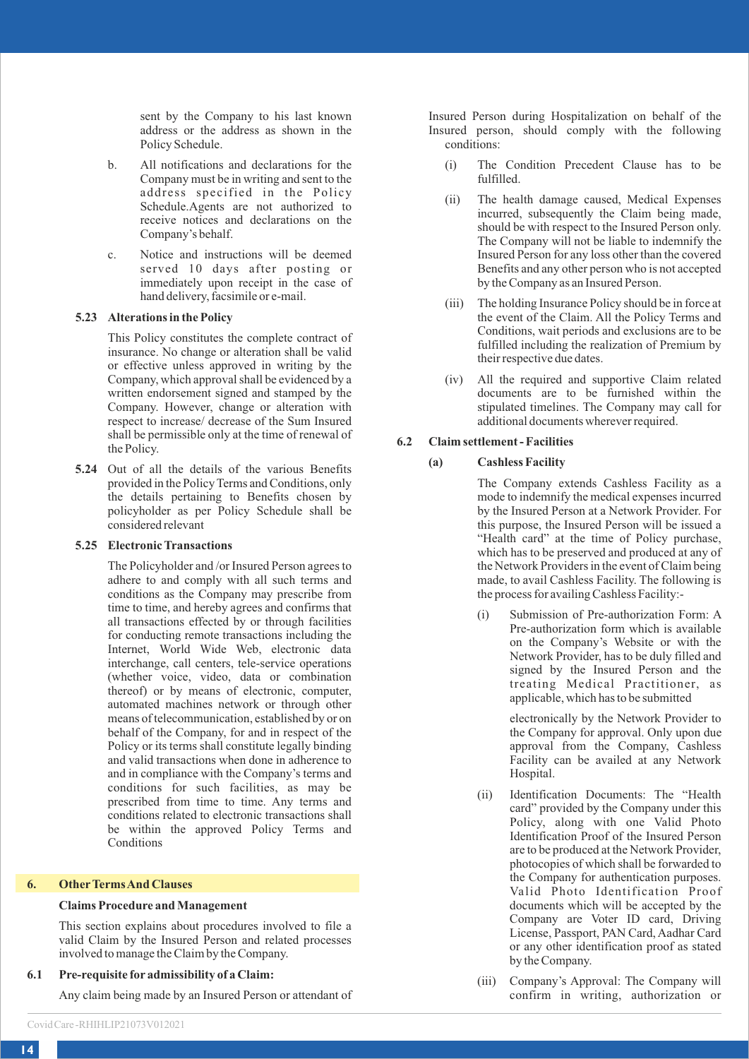sent by the Company to his last known address or the address as shown in the Policy Schedule.

b. All notifications and declarations for the Company must be in writing and sent to the address specified in the Policy Schedule.Agents are not authorized to receive notices and declarations on the Company's behalf.

c. Notice and instructions will be deemed served 10 days after posting or immediately upon receipt in the case of hand delivery, facsimile or e-mail.

**5.23 Alterations in the Policy**

This Policy constitutes the complete contract of insurance. No change or alteration shall be valid or effective unless approved in writing by the Company, which approval shall be evidenced by a written endorsement signed and stamped by the Company. However, change or alteration with respect to increase/ decrease of the Sum Insured shall be permissible only at the time of renewal of the Policy.

**5.24** Out of all the details of the various Benefits provided in the Policy Terms and Conditions, only the details pertaining to Benefits chosen by policyholder as per Policy Schedule shall be considered relevant

**5.25 Electronic Transactions**

The Policyholder and /or Insured Person agrees to adhere to and comply with all such terms and conditions as the Company may prescribe from time to time, and hereby agrees and confirms that all transactions effected by or through facilities for conducting remote transactions including the Internet, World Wide Web, electronic data interchange, call centers, tele-service operations (whether voice, video, data or combination thereof) or by means of electronic, computer, automated machines network or through other means of telecommunication, established by or on behalf of the Company, for and in respect of the Policy or its terms shall constitute legally binding and valid transactions when done in adherence to and in compliance with the Company's terms and conditions for such facilities, as may be prescribed from time to time. Any terms and conditions related to electronic transactions shall be within the approved Policy Terms and Conditions

## 6. Other Terms And Clauses

**Claims Procedure and Management**

This section explains about procedures involved to file a valid Claim by the Insured Person and related processes involved to manage the Claim by the Company.

**6.1 Pre-requisite for admissibility of a Claim:**

Any claim being made by an Insured Person or attendant of Insured Person during Hospitalization on behalf of the Insured person, should comply with the following conditions:

(i) The Condition Precedent Clause has to be fulfilled.

(ii) The health damage caused, Medical Expenses incurred, subsequently the Claim being made, should be with respect to the Insured Person only. The Company will not be liable to indemnify the Insured Person for any loss other than the covered Benefits and any other person who is not accepted by the Company as an Insured Person.

(iii) The holding Insurance Policy should be in force at the event of the Claim. All the Policy Terms and Conditions, wait periods and exclusions are to be fulfilled including the realization of Premium by their respective due dates.

(iv) All the required and supportive Claim related documents are to be furnished within the stipulated timelines. The Company may call for additional documents wherever required.

**6.2 Claim settlement - Facilities**

**(a) Cashless Facility**

The Company extends Cashless Facility as a mode to indemnify the medical expenses incurred by the Insured Person at a Network Provider. For this purpose, the Insured Person will be issued a "Health card" at the time of Policy purchase, which has to be preserved and produced at any of the Network Providers in the event of Claim being made, to avail Cashless Facility. The following is the process for availing Cashless Facility:-

(i) Submission of Pre-authorization Form: A Pre-authorization form which is available on the Company's Website or with the Network Provider, has to be duly filled and signed by the Insured Person and the treating Medical Practitioner, as applicable, which has to be submitted electronically by the Network Provider to the Company for approval. Only upon due approval from the Company, Cashless Facility can be availed at any Network Hospital.

(ii) Identification Documents: The "Health card" provided by the Company under this Policy, along with one Valid Photo Identification Proof of the Insured Person are to be produced at the Network Provider, photocopies of which shall be forwarded to the Company for authentication purposes. Valid Photo Identification Proof documents which will be accepted by the Company are Voter ID card, Driving License, Passport, PAN Card, Aadhar Card or any other identification proof as stated by the Company.

(iii) Company's Approval: The Company will confirm in writing, authorization or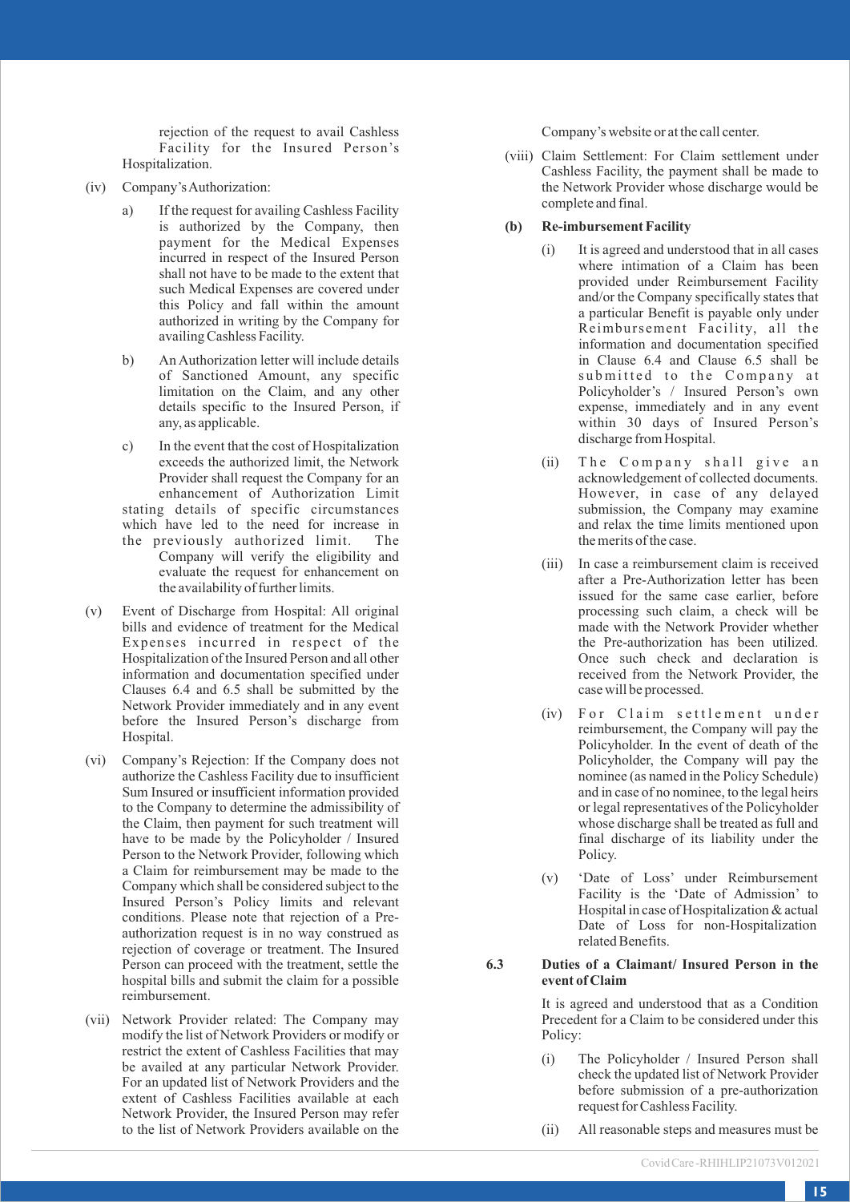rejection of the request to avail Cashless Facility for the Insured Person's Hospitalization.

(iv) Company's Authorization:

a) If the request for availing Cashless Facility is authorized by the Company, then payment for the Medical Expenses incurred in respect of the Insured Person shall not have to be made to the extent that such Medical Expenses are covered under this Policy and fall within the amount authorized in writing by the Company for availing Cashless Facility.

b) An Authorization letter will include details of Sanctioned Amount, any specific limitation on the Claim, and any other details specific to the Insured Person, if any, as applicable.

c) In the event that the cost of Hospitalization exceeds the authorized limit, the Network Provider shall request the Company for an enhancement of Authorization Limit stating details of specific circumstances which have led to the need for increase in the previously authorized limit. The Company will verify the eligibility and evaluate the request for enhancement on the availability of further limits.

(v) Event of Discharge from Hospital: All original bills and evidence of treatment for the Medical Expenses incurred in respect of the Hospitalization of the Insured Person and all other information and documentation specified under Clauses 6.4 and 6.5 shall be submitted by the Network Provider immediately and in any event before the Insured Person's discharge from Hospital.

(vi) Company's Rejection: If the Company does not authorize the Cashless Facility due to insufficient Sum Insured or insufficient information provided to the Company to determine the admissibility of the Claim, then payment for such treatment will have to be made by the Policyholder / Insured Person to the Network Provider, following which a Claim for reimbursement may be made to the Company which shall be considered subject to the Insured Person's Policy limits and relevant conditions. Please note that rejection of a Pre-authorization request is in no way construed as rejection of coverage or treatment. The Insured Person can proceed with the treatment, settle the hospital bills and submit the claim for a possible reimbursement.

(vii) Network Provider related: The Company may modify the list of Network Providers or modify or restrict the extent of Cashless Facilities that may be availed at any particular Network Provider. For an updated list of Network Providers and the extent of Cashless Facilities available at each Network Provider, the Insured Person may refer to the list of Network Providers available on the Company's website or at the call center.

(viii) Claim Settlement: For Claim settlement under Cashless Facility, the payment shall be made to the Network Provider whose discharge would be complete and final.

**(b) Re-imbursement Facility**

(i) It is agreed and understood that in all cases where intimation of a Claim has been provided under Reimbursement Facility and/or the Company specifically states that a particular Benefit is payable only under Reimbursement Facility, all the information and documentation specified in Clause 6.4 and Clause 6.5 shall be submitted to the Company at Policyholder's / Insured Person's own expense, immediately and in any event within 30 days of Insured Person's discharge from Hospital.

(ii) The Company shall give an acknowledgement of collected documents. However, in case of any delayed submission, the Company may examine and relax the time limits mentioned upon the merits of the case.

(iii) In case a reimbursement claim is received after a Pre-Authorization letter has been issued for the same case earlier, before processing such claim, a check will be made with the Network Provider whether the Pre-authorization has been utilized. Once such check and declaration is received from the Network Provider, the case will be processed.

(iv) For Claim settlement under reimbursement, the Company will pay the Policyholder. In the event of death of the Policyholder, the Company will pay the nominee (as named in the Policy Schedule) and in case of no nominee, to the legal heirs or legal representatives of the Policyholder whose discharge shall be treated as full and final discharge of its liability under the Policy.

(v) 'Date of Loss' under Reimbursement Facility is the 'Date of Admission' to Hospital in case of Hospitalization & actual Date of Loss for non-Hospitalization related Benefits.

## 6.3 Duties of a Claimant/ Insured Person in the event of Claim

It is agreed and understood that as a Condition Precedent for a Claim to be considered under this Policy:

(i) The Policyholder / Insured Person shall check the updated list of Network Provider before submission of a pre-authorization request for Cashless Facility.

(ii) All reasonable steps and measures must be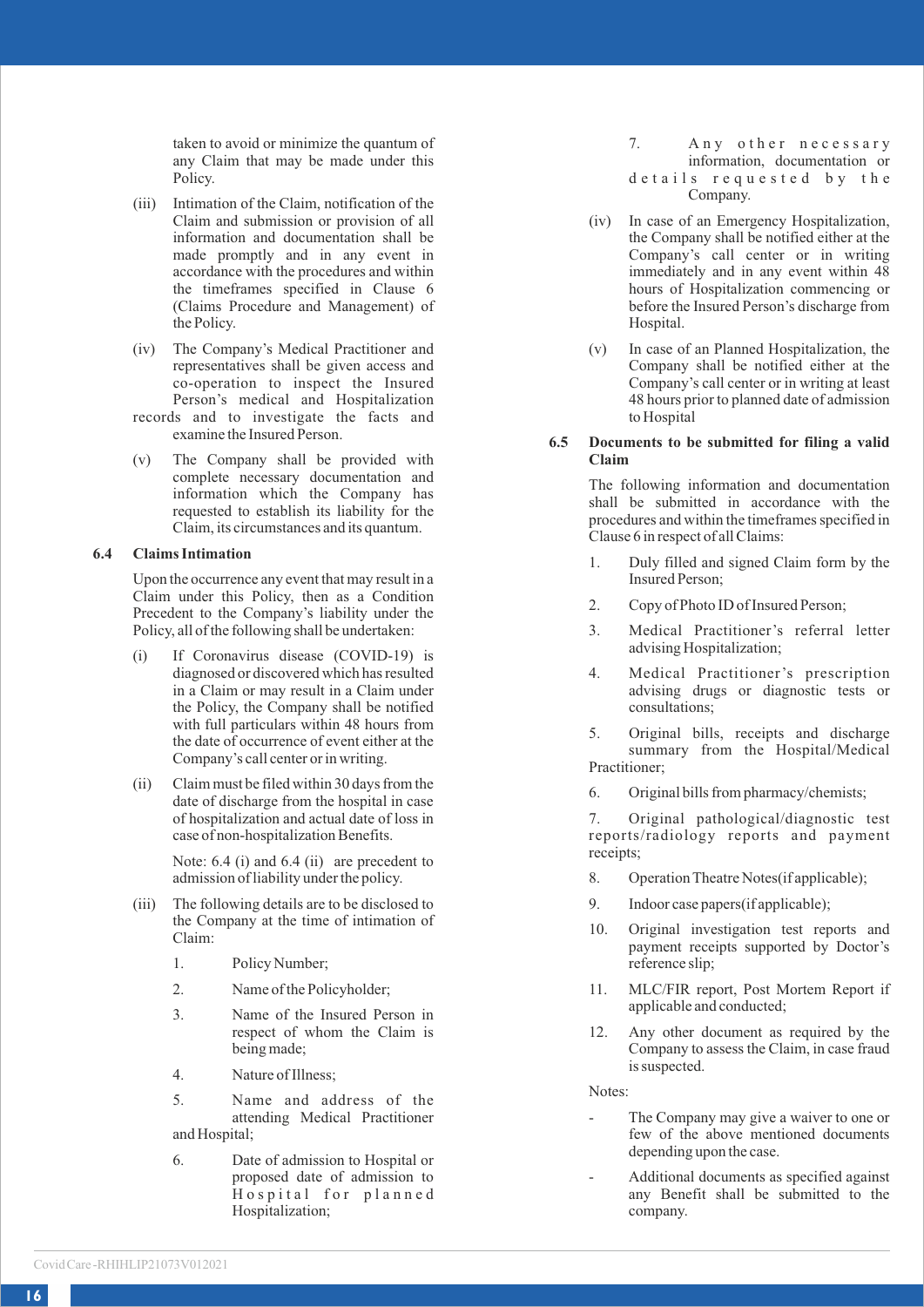taken to avoid or minimize the quantum of any Claim that may be made under this Policy.

(iii) Intimation of the Claim, notification of the Claim and submission or provision of all information and documentation shall be made promptly and in any event in accordance with the procedures and within the timeframes specified in Clause 6 (Claims Procedure and Management) of the Policy.

(iv) The Company's Medical Practitioner and representatives shall be given access and co-operation to inspect the Insured Person's medical and Hospitalization records and to investigate the facts and examine the Insured Person.

(v) The Company shall be provided with complete necessary documentation and information which the Company has requested to establish its liability for the Claim, its circumstances and its quantum.

**6.4 Claims Intimation**

Upon the occurrence any event that may result in a Claim under this Policy, then as a Condition Precedent to the Company's liability under the Policy, all of the following shall be undertaken:

(i) If Coronavirus disease (COVID-19) is diagnosed or discovered which has resulted in a Claim or may result in a Claim under the Policy, the Company shall be notified with full particulars within 48 hours from the date of occurrence of event either at the Company's call center or in writing.

(ii) Claim must be filed within 30 days from the date of discharge from the hospital in case of hospitalization and actual date of loss in case of non-hospitalization Benefits.

Note: 6.4 (i) and 6.4 (ii) are precedent to admission of liability under the policy.

(iii) The following details are to be disclosed to the Company at the time of intimation of Claim:

1. Policy Number;
2. Name of the Policyholder;
3. Name of the Insured Person in respect of whom the Claim is being made;
4. Nature of Illness;
5. Name and address of the attending Medical Practitioner and Hospital;
6. Date of admission to Hospital or proposed date of admission to Hospital for planned Hospitalization;
7. Any other necessary information, documentation or details requested by the Company.

(iv) In case of an Emergency Hospitalization, the Company shall be notified either at the Company's call center or in writing immediately and in any event within 48 hours of Hospitalization commencing or before the Insured Person's discharge from Hospital.

(v) In case of an Planned Hospitalization, the Company shall be notified either at the Company's call center or in writing at least 48 hours prior to planned date of admission to Hospital

**6.5 Documents to be submitted for filing a valid Claim**

The following information and documentation shall be submitted in accordance with the procedures and within the timeframes specified in Clause 6 in respect of all Claims:

1. Duly filled and signed Claim form by the Insured Person;
2. Copy of Photo ID of Insured Person;
3. Medical Practitioner's referral letter advising Hospitalization;
4. Medical Practitioner's prescription advising drugs or diagnostic tests or consultations;
5. Original bills, receipts and discharge summary from the Hospital/Medical Practitioner;
6. Original bills from pharmacy/chemists;
7. Original pathological/diagnostic test reports/radiology reports and payment receipts;
8. Operation Theatre Notes(if applicable);
9. Indoor case papers(if applicable);
10. Original investigation test reports and payment receipts supported by Doctor's reference slip;
11. MLC/FIR report, Post Mortem Report if applicable and conducted;
12. Any other document as required by the Company to assess the Claim, in case fraud is suspected.

Notes:

- The Company may give a waiver to one or few of the above mentioned documents depending upon the case.
- Additional documents as specified against any Benefit shall be submitted to the company.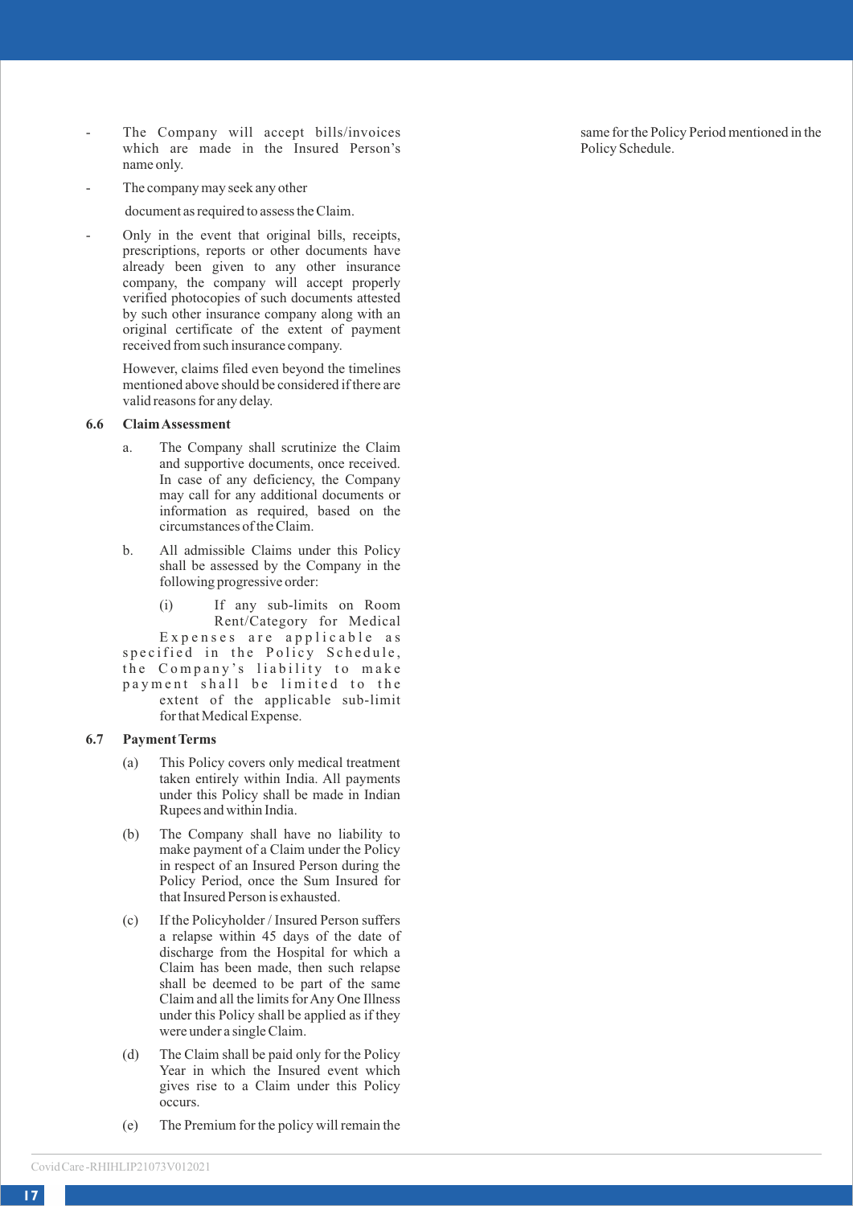- The Company will accept bills/invoices which are made in the Insured Person's name only.
- The company may seek any other document as required to assess the Claim.
- Only in the event that original bills, receipts, prescriptions, reports or other documents have already been given to any other insurance company, the company will accept properly verified photocopies of such documents attested by such other insurance company along with an original certificate of the extent of payment received from such insurance company.

However, claims filed even beyond the timelines mentioned above should be considered if there are valid reasons for any delay.

**6.6 Claim Assessment**

a. The Company shall scrutinize the Claim and supportive documents, once received. In case of any deficiency, the Company may call for any additional documents or information as required, based on the circumstances of the Claim.

b. All admissible Claims under this Policy shall be assessed by the Company in the following progressive order:

(i) If any sub-limits on Room Rent/Category for Medical Expenses are applicable as specified in the Policy Schedule, the Company's liability to make payment shall be limited to the extent of the applicable sub-limit for that Medical Expense.

**6.7 Payment Terms**

(a) This Policy covers only medical treatment taken entirely within India. All payments under this Policy shall be made in Indian Rupees and within India.

(b) The Company shall have no liability to make payment of a Claim under the Policy in respect of an Insured Person during the Policy Period, once the Sum Insured for that Insured Person is exhausted.

(c) If the Policyholder / Insured Person suffers a relapse within 45 days of the date of discharge from the Hospital for which a Claim has been made, then such relapse shall be deemed to be part of the same Claim and all the limits for Any One Illness under this Policy shall be applied as if they were under a single Claim.

(d) The Claim shall be paid only for the Policy Year in which the Insured event which gives rise to a Claim under this Policy occurs.

(e) The Premium for the policy will remain the same for the Policy Period mentioned in the Policy Schedule.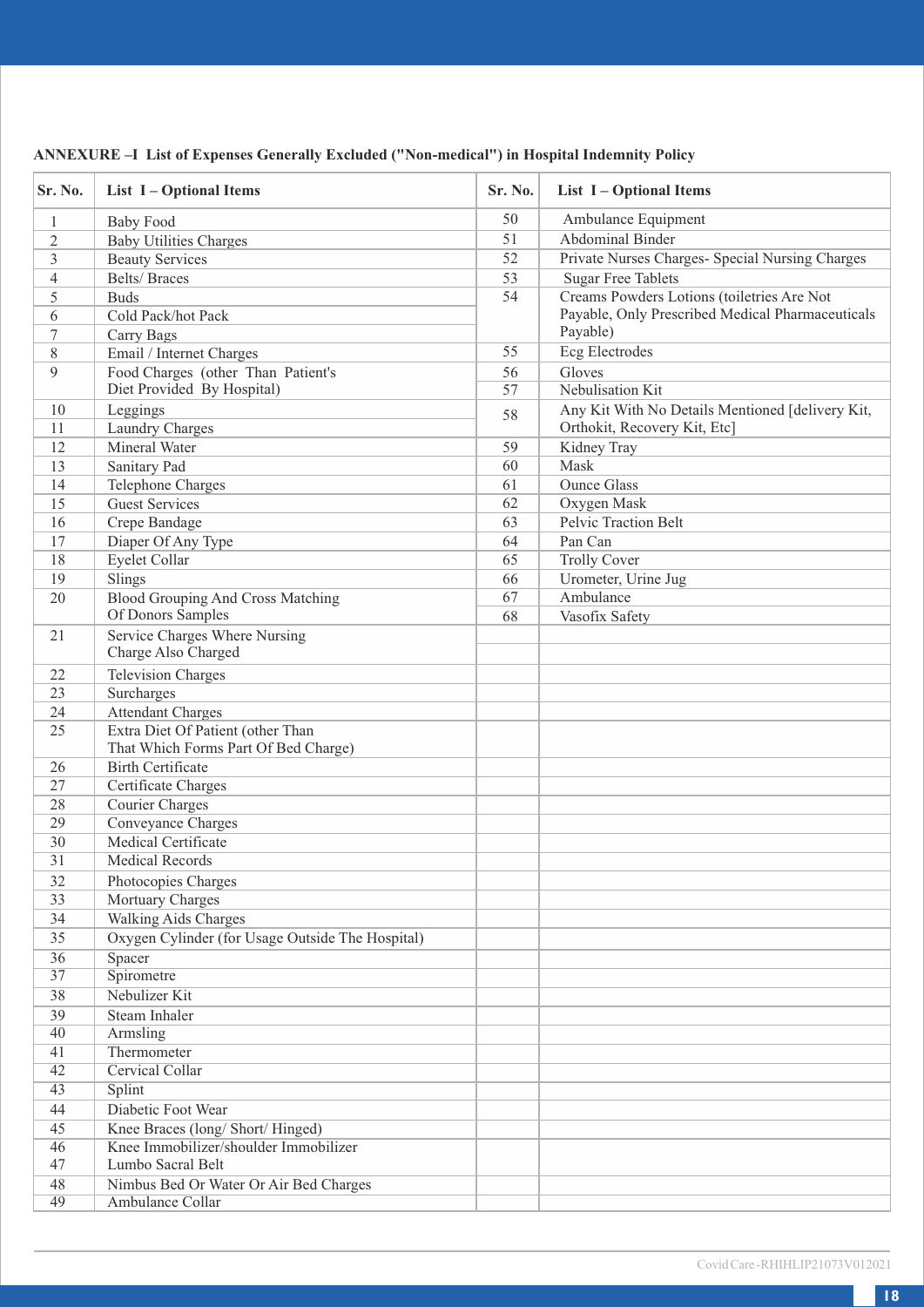**ANNEXURE –I List of Expenses Generally Excluded ("Non-medical") in Hospital Indemnity Policy**

| Sr. No. | List I – Optional Items | Sr. No. | List I – Optional Items |
|---|---|---|---|
| 1 | Baby Food | 50 | Ambulance Equipment |
| 2 | Baby Utilities Charges | 51 | Abdominal Binder |
| 3 | Beauty Services | 52 | Private Nurses Charges- Special Nursing Charges |
| 4 | Belts/ Braces | 53 | Sugar Free Tablets |
| 5 | Buds | 54 | Creams Powders Lotions (toiletries Are Not Payable, Only Prescribed Medical Pharmaceuticals Payable) |
| 6 | Cold Pack/hot Pack | | |
| 7 | Carry Bags | | |
| 8 | Email / Internet Charges | 55 | Ecg Electrodes |
| 9 | Food Charges (other Than Patient's Diet Provided By Hospital) | 56 | Gloves |
| | | 57 | Nebulisation Kit |
| 10 | Leggings | 58 | Any Kit With No Details Mentioned [delivery Kit, Orthokit, Recovery Kit, Etc] |
| 11 | Laundry Charges | | |
| 12 | Mineral Water | 59 | Kidney Tray |
| 13 | Sanitary Pad | 60 | Mask |
| 14 | Telephone Charges | 61 | Ounce Glass |
| 15 | Guest Services | 62 | Oxygen Mask |
| 16 | Crepe Bandage | 63 | Pelvic Traction Belt |
| 17 | Diaper Of Any Type | 64 | Pan Can |
| 18 | Eyelet Collar | 65 | Trolly Cover |
| 19 | Slings | 66 | Urometer, Urine Jug |
| 20 | Blood Grouping And Cross Matching Of Donors Samples | 67 | Ambulance |
| | | 68 | Vasofix Safety |
| 21 | Service Charges Where Nursing Charge Also Charged | | |
| 22 | Television Charges | | |
| 23 | Surcharges | | |
| 24 | Attendant Charges | | |
| 25 | Extra Diet Of Patient (other Than That Which Forms Part Of Bed Charge) | | |
| 26 | Birth Certificate | | |
| 27 | Certificate Charges | | |
| 28 | Courier Charges | | |
| 29 | Conveyance Charges | | |
| 30 | Medical Certificate | | |
| 31 | Medical Records | | |
| 32 | Photocopies Charges | | |
| 33 | Mortuary Charges | | |
| 34 | Walking Aids Charges | | |
| 35 | Oxygen Cylinder (for Usage Outside The Hospital) | | |
| 36 | Spacer | | |
| 37 | Spirometre | | |
| 38 | Nebulizer Kit | | |
| 39 | Steam Inhaler | | |
| 40 | Armsling | | |
| 41 | Thermometer | | |
| 42 | Cervical Collar | | |
| 43 | Splint | | |
| 44 | Diabetic Foot Wear | | |
| 45 | Knee Braces (long/ Short/ Hinged) | | |
| 46 | Knee Immobilizer/shoulder Immobilizer | | |
| 47 | Lumbo Sacral Belt | | |
| 48 | Nimbus Bed Or Water Or Air Bed Charges | | |
| 49 | Ambulance Collar | | |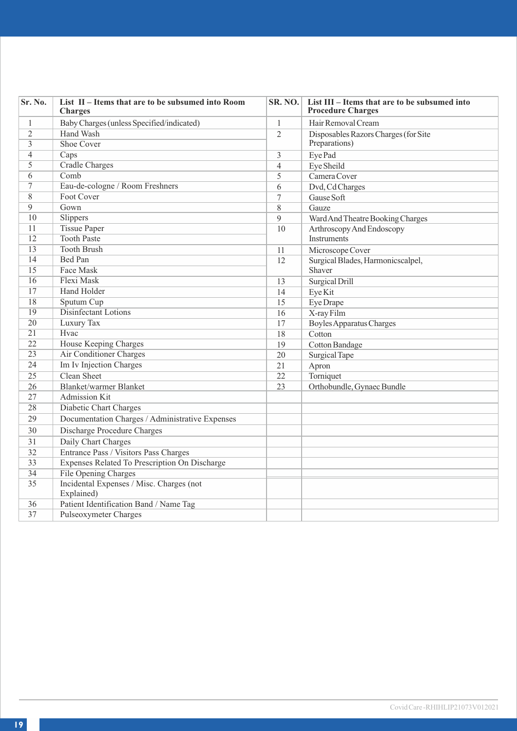| Sr. No. | List II – Items that are to be subsumed into Room Charges | SR. NO. | List III – Items that are to be subsumed into Procedure Charges |
|---|---|---|---|
| 1 | Baby Charges (unless Specified/indicated) | 1 | Hair Removal Cream |
| 2 | Hand Wash | 2 | Disposables Razors Charges (for Site Preparations) |
| 3 | Shoe Cover | | |
| 4 | Caps | 3 | Eye Pad |
| 5 | Cradle Charges | 4 | Eye Sheild |
| 6 | Comb | 5 | Camera Cover |
| 7 | Eau-de-cologne / Room Freshners | 6 | Dvd, Cd Charges |
| 8 | Foot Cover | 7 | Gause Soft |
| 9 | Gown | 8 | Gauze |
| 10 | Slippers | 9 | Ward And Theatre Booking Charges |
| 11 | Tissue Paper | 10 | Arthroscopy And Endoscopy Instruments |
| 12 | Tooth Paste | | |
| 13 | Tooth Brush | 11 | Microscope Cover |
| 14 | Bed Pan | 12 | Surgical Blades, Harmonicscalpel, Shaver |
| 15 | Face Mask | | |
| 16 | Flexi Mask | 13 | Surgical Drill |
| 17 | Hand Holder | 14 | Eye Kit |
| 18 | Sputum Cup | 15 | Eye Drape |
| 19 | Disinfectant Lotions | 16 | X-ray Film |
| 20 | Luxury Tax | 17 | Boyles Apparatus Charges |
| 21 | Hvac | 18 | Cotton |
| 22 | House Keeping Charges | 19 | Cotton Bandage |
| 23 | Air Conditioner Charges | 20 | Surgical Tape |
| 24 | Im Iv Injection Charges | 21 | Apron |
| 25 | Clean Sheet | 22 | Torniquet |
| 26 | Blanket/warmer Blanket | 23 | Orthobundle, Gynaec Bundle |
| 27 | Admission Kit | | |
| 28 | Diabetic Chart Charges | | |
| 29 | Documentation Charges / Administrative Expenses | | |
| 30 | Discharge Procedure Charges | | |
| 31 | Daily Chart Charges | | |
| 32 | Entrance Pass / Visitors Pass Charges | | |
| 33 | Expenses Related To Prescription On Discharge | | |
| 34 | File Opening Charges | | |
| 35 | Incidental Expenses / Misc. Charges (not Explained) | | |
| 36 | Patient Identification Band / Name Tag | | |
| 37 | Pulseoxymeter Charges | | |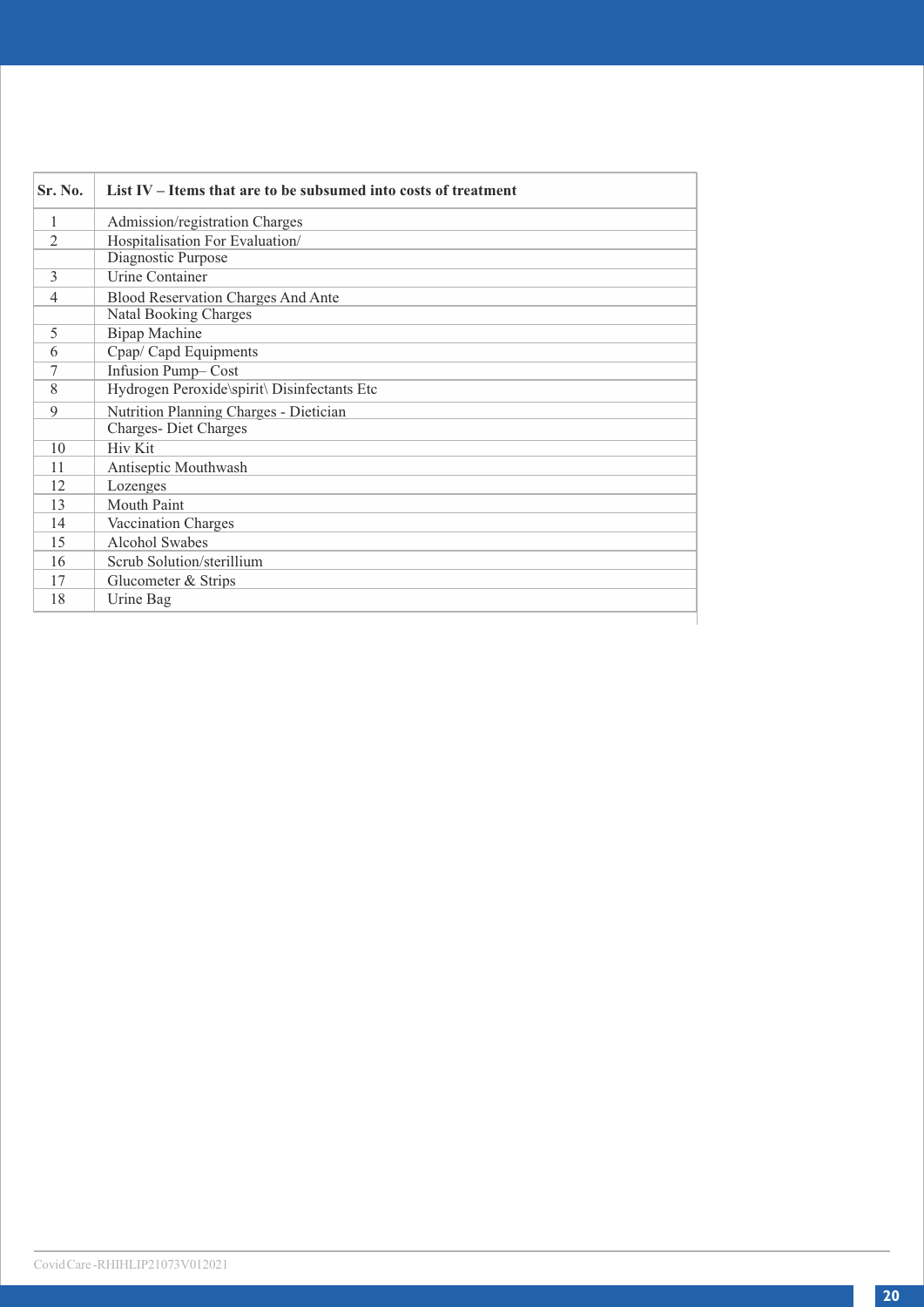| Sr. No. | List IV – Items that are to be subsumed into costs of treatment |
|---|---|
| 1 | Admission/registration Charges |
| 2 | Hospitalisation For Evaluation/ Diagnostic Purpose |
| 3 | Urine Container |
| 4 | Blood Reservation Charges And Ante Natal Booking Charges |
| 5 | Bipap Machine |
| 6 | Cpap/ Capd Equipments |
| 7 | Infusion Pump– Cost |
| 8 | Hydrogen Peroxide\spirit\ Disinfectants Etc |
| 9 | Nutrition Planning Charges - Dietician Charges- Diet Charges |
| 10 | Hiv Kit |
| 11 | Antiseptic Mouthwash |
| 12 | Lozenges |
| 13 | Mouth Paint |
| 14 | Vaccination Charges |
| 15 | Alcohol Swabes |
| 16 | Scrub Solution/sterillium |
| 17 | Glucometer & Strips |
| 18 | Urine Bag |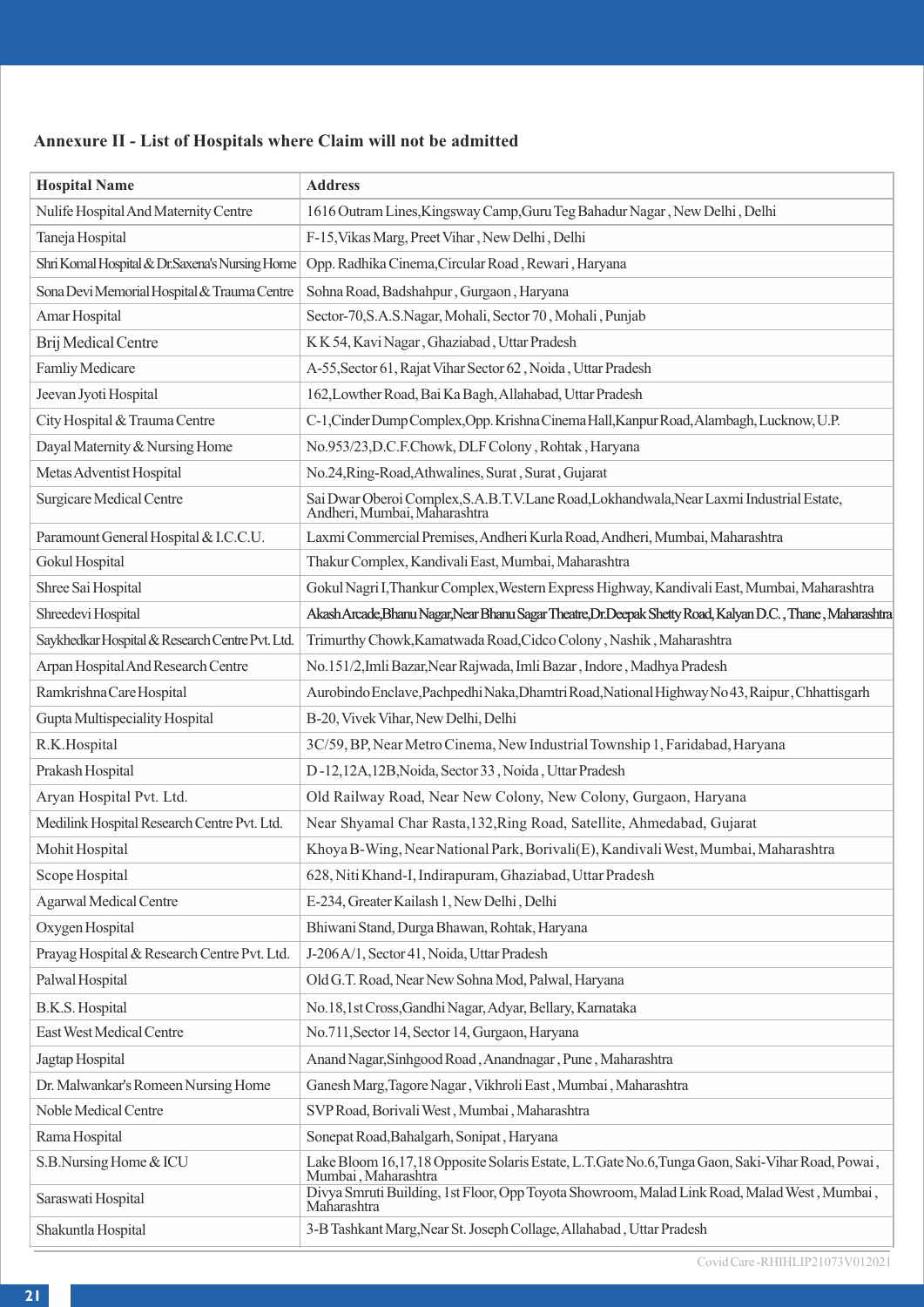### Annexure II - List of Hospitals where Claim will not be admitted

| Hospital Name | Address |
|---|---|
| Nulife Hospital And Maternity Centre | 1616 Outram Lines,Kingsway Camp,Guru Teg Bahadur Nagar , New Delhi , Delhi |
| Taneja Hospital | F-15,Vikas Marg, Preet Vihar , New Delhi , Delhi |
| Shri Komal Hospital & Dr.Saxena's Nursing Home | Opp. Radhika Cinema,Circular Road , Rewari , Haryana |
| Sona Devi Memorial Hospital & Trauma Centre | Sohna Road, Badshahpur , Gurgaon , Haryana |
| Amar Hospital | Sector-70,S.A.S.Nagar, Mohali, Sector 70 , Mohali , Punjab |
| Brij Medical Centre | K K 54, Kavi Nagar , Ghaziabad , Uttar Pradesh |
| Famliy Medicare | A-55,Sector 61, Rajat Vihar Sector 62 , Noida , Uttar Pradesh |
| Jeevan Jyoti Hospital | 162,Lowther Road, Bai Ka Bagh, Allahabad, Uttar Pradesh |
| City Hospital & Trauma Centre | C-1,Cinder Dump Complex,Opp. Krishna Cinema Hall,Kanpur Road,Alambagh,Lucknow,U.P. |
| Dayal Maternity & Nursing Home | No.953/23,D.C.F.Chowk, DLF Colony , Rohtak , Haryana |
| Metas Adventist Hospital | No.24,Ring-Road,Athwalines, Surat , Surat , Gujarat |
| Surgicare Medical Centre | Sai Dwar Oberoi Complex,S.A.B.T.V.Lane Road,Lokhandwala,Near Laxmi Industrial Estate, Andheri, Mumbai, Maharashtra |
| Paramount General Hospital & I.C.C.U. | Laxmi Commercial Premises, Andheri Kurla Road, Andheri, Mumbai, Maharashtra |
| Gokul Hospital | Thakur Complex, Kandivali East, Mumbai, Maharashtra |
| Shree Sai Hospital | Gokul Nagri I,Thankur Complex,Western Express Highway, Kandivali East, Mumbai, Maharashtra |
| Shreedevi Hospital | Akash Arcade,Bhanu Nagar,Near Bhanu Sagar Theatre,Dr.Deepak Shetty Road, Kalyan D.C. , Thane , Maharashtra |
| Saykhedkar Hospital & Research Centre Pvt. Ltd. | Trimurthy Chowk,Kamatwada Road,Cidco Colony , Nashik , Maharashtra |
| Arpan Hospital And Research Centre | No.151/2,Imli Bazar,Near Rajwada, Imli Bazar , Indore , Madhya Pradesh |
| Ramkrishna Care Hospital | Aurobindo Enclave,Pachpedhi Naka,Dhamtri Road,National Highway No 43, Raipur , Chhattisgarh |
| Gupta Multispeciality Hospital | B-20, Vivek Vihar, New Delhi, Delhi |
| R.K.Hospital | 3C/59, BP, Near Metro Cinema, New Industrial Township 1, Faridabad, Haryana |
| Prakash Hospital | D -12,12A,12B,Noida, Sector 33 , Noida , Uttar Pradesh |
| Aryan Hospital Pvt. Ltd. | Old Railway Road, Near New Colony, New Colony, Gurgaon, Haryana |
| Medilink Hospital Research Centre Pvt. Ltd. | Near Shyamal Char Rasta,132,Ring Road, Satellite, Ahmedabad, Gujarat |
| Mohit Hospital | Khoya B-Wing, Near National Park, Borivali(E), Kandivali West, Mumbai, Maharashtra |
| Scope Hospital | 628, Niti Khand-I, Indirapuram, Ghaziabad, Uttar Pradesh |
| Agarwal Medical Centre | E-234, Greater Kailash 1, New Delhi , Delhi |
| Oxygen Hospital | Bhiwani Stand, Durga Bhawan, Rohtak, Haryana |
| Prayag Hospital & Research Centre Pvt. Ltd. | J-206 A/1, Sector 41, Noida, Uttar Pradesh |
| Palwal Hospital | Old G.T. Road, Near New Sohna Mod, Palwal, Haryana |
| B.K.S. Hospital | No.18,1st Cross,Gandhi Nagar, Adyar, Bellary, Karnataka |
| East West Medical Centre | No.711,Sector 14, Sector 14, Gurgaon, Haryana |
| Jagtap Hospital | Anand Nagar,Sinhgood Road , Anandnagar , Pune , Maharashtra |
| Dr. Malwankar's Romeen Nursing Home | Ganesh Marg,Tagore Nagar , Vikhroli East , Mumbai , Maharashtra |
| Noble Medical Centre | SVP Road, Borivali West , Mumbai , Maharashtra |
| Rama Hospital | Sonepat Road,Bahalgarh, Sonipat , Haryana |
| S.B.Nursing Home & ICU | Lake Bloom 16,17,18 Opposite Solaris Estate, L.T.Gate No.6,Tunga Gaon, Saki-Vihar Road, Powai , Mumbai , Maharashtra |
| Saraswati Hospital | Divya Smruti Building, 1st Floor, Opp Toyota Showroom, Malad Link Road, Malad West , Mumbai , Maharashtra |
| Shakuntla Hospital | 3-B Tashkant Marg,Near St. Joseph Collage, Allahabad , Uttar Pradesh |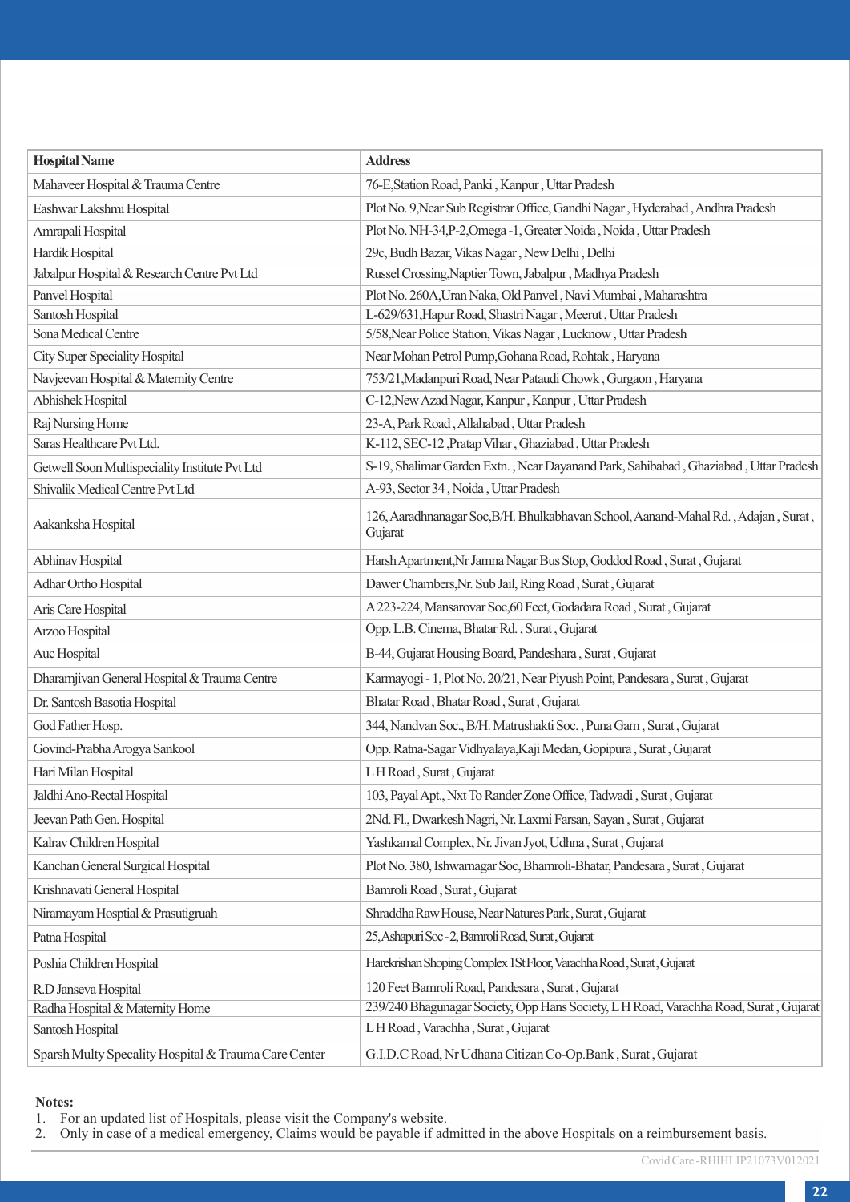| Hospital Name | Address |
|---|---|
| Mahaveer Hospital & Trauma Centre | 76-E,Station Road, Panki , Kanpur , Uttar Pradesh |
| Eashwar Lakshmi Hospital | Plot No. 9,Near Sub Registrar Office, Gandhi Nagar , Hyderabad , Andhra Pradesh |
| Amrapali Hospital | Plot No. NH-34,P-2,Omega -1, Greater Noida , Noida , Uttar Pradesh |
| Hardik Hospital | 29c, Budh Bazar, Vikas Nagar , New Delhi , Delhi |
| Jabalpur Hospital & Research Centre Pvt Ltd | Russel Crossing,Naptier Town, Jabalpur , Madhya Pradesh |
| Panvel Hospital | Plot No. 260A,Uran Naka, Old Panvel , Navi Mumbai , Maharashtra |
| Santosh Hospital | L-629/631,Hapur Road, Shastri Nagar , Meerut , Uttar Pradesh |
| Sona Medical Centre | 5/58,Near Police Station, Vikas Nagar , Lucknow , Uttar Pradesh |
| City Super Speciality Hospital | Near Mohan Petrol Pump,Gohana Road, Rohtak , Haryana |
| Navjeevan Hospital & Maternity Centre | 753/21,Madanpuri Road, Near Pataudi Chowk , Gurgaon , Haryana |
| Abhishek Hospital | C-12,New Azad Nagar, Kanpur , Kanpur , Uttar Pradesh |
| Raj Nursing Home | 23-A, Park Road , Allahabad , Uttar Pradesh |
| Saras Healthcare Pvt Ltd. | K-112, SEC-12 ,Pratap Vihar , Ghaziabad , Uttar Pradesh |
| Getwell Soon Multispeciality Institute Pvt Ltd | S-19, Shalimar Garden Extn. , Near Dayanand Park, Sahibabad , Ghaziabad , Uttar Pradesh |
| Shivalik Medical Centre Pvt Ltd | A-93, Sector 34 , Noida , Uttar Pradesh |
| Aakanksha Hospital | 126, Aaradhnanagar Soc,B/H. Bhulkabhavan School, Aanand-Mahal Rd. , Adajan , Surat , Gujarat |
| Abhinav Hospital | Harsh Apartment,Nr Jamna Nagar Bus Stop, Goddod Road , Surat , Gujarat |
| Adhar Ortho Hospital | Dawer Chambers,Nr. Sub Jail, Ring Road , Surat , Gujarat |
| Aris Care Hospital | A 223-224, Mansarovar Soc,60 Feet, Godadara Road , Surat , Gujarat |
| Arzoo Hospital | Opp. L.B. Cinema, Bhatar Rd. , Surat , Gujarat |
| Auc Hospital | B-44, Gujarat Housing Board, Pandeshara , Surat , Gujarat |
| Dharamjivan General Hospital & Trauma Centre | Karmayogi - 1, Plot No. 20/21, Near Piyush Point, Pandesara , Surat , Gujarat |
| Dr. Santosh Basotia Hospital | Bhatar Road , Bhatar Road , Surat , Gujarat |
| God Father Hosp. | 344, Nandvan Soc., B/H. Matrushakti Soc. , Puna Gam , Surat , Gujarat |
| Govind-Prabha Arogya Sankool | Opp. Ratna-Sagar Vidhyalaya,Kaji Medan, Gopipura , Surat , Gujarat |
| Hari Milan Hospital | L H Road , Surat , Gujarat |
| Jaldhi Ano-Rectal Hospital | 103, Payal Apt., Nxt To Rander Zone Office, Tadwadi , Surat , Gujarat |
| Jeevan Path Gen. Hospital | 2Nd. Fl., Dwarkesh Nagri, Nr. Laxmi Farsan, Sayan , Surat , Gujarat |
| Kalrav Children Hospital | Yashkamal Complex, Nr. Jivan Jyot, Udhna , Surat , Gujarat |
| Kanchan General Surgical Hospital | Plot No. 380, Ishwarnagar Soc, Bhamroli-Bhatar, Pandesara , Surat , Gujarat |
| Krishnavati General Hospital | Bamroli Road , Surat , Gujarat |
| Niramayam Hosptial & Prasutigruah | Shraddha Raw House, Near Natures Park , Surat , Gujarat |
| Patna Hospital | 25, Ashapuri Soc - 2, Bamroli Road, Surat , Gujarat |
| Poshia Children Hospital | Harekrishan Shoping Complex 1St Floor, Varachha Road , Surat , Gujarat |
| R.D Janseva Hospital | 120 Feet Bamroli Road, Pandesara , Surat , Gujarat |
| Radha Hospital & Maternity Home | 239/240 Bhagunagar Society, Opp Hans Society, L H Road, Varachha Road, Surat , Gujarat |
| Santosh Hospital | L H Road , Varachha , Surat , Gujarat |
| Sparsh Multy Specality Hospital & Trauma Care Center | G.I.D.C Road, Nr Udhana Citizan Co-Op.Bank , Surat , Gujarat |

**Notes:**

1. For an updated list of Hospitals, please visit the Company's website.
2. Only in case of a medical emergency, Claims would be payable if admitted in the above Hospitals on a reimbursement basis.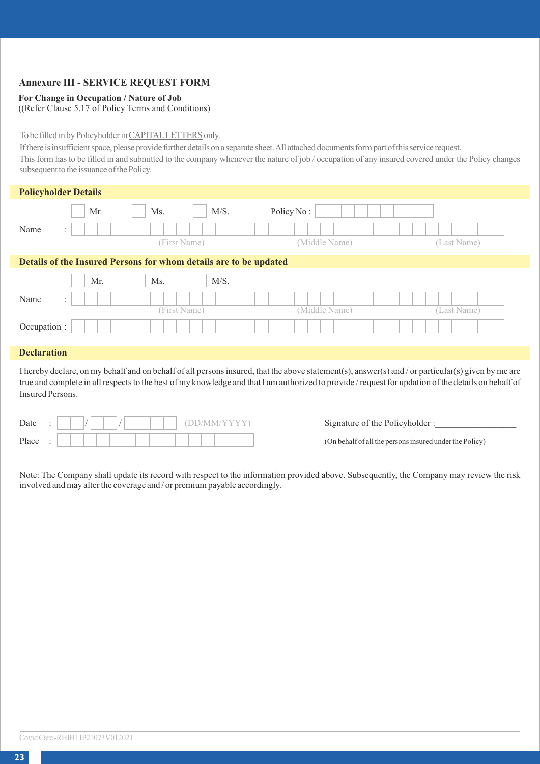## Annexure III - SERVICE REQUEST FORM

**For Change in Occupation / Nature of Job**
((Refer Clause 5.17 of Policy Terms and Conditions)

To be filled in by Policyholder in CAPITAL LETTERS only.

If there is insufficient space, please provide further details on a separate sheet. All attached documents form part of this service request.

This form has to be filled in and submitted to the company whenever the nature of job / occupation of any insured covered under the Policy changes subsequent to the issuance of the Policy.

### Policyholder Details

☐ Mr. ☐ Ms. ☐ M/S. Policy No :

Name : (First Name) (Middle Name) (Last Name)

### Details of the Insured Persons for whom details are to be updated

☐ Mr. ☐ Ms. ☐ M/S.

Name : (First Name) (Middle Name) (Last Name)

Occupation :

### Declaration

I hereby declare, on my behalf and on behalf of all persons insured, that the above statement(s), answer(s) and / or particular(s) given by me are true and complete in all respects to the best of my knowledge and that I am authorized to provide / request for updation of the details on behalf of Insured Persons.

Date : / / (DD/MM/YYYY)

Place :

Signature of the Policyholder :__________________

(On behalf of all the persons insured under the Policy)

Note: The Company shall update its record with respect to the information provided above. Subsequently, the Company may review the risk involved and may alter the coverage and / or premium payable accordingly.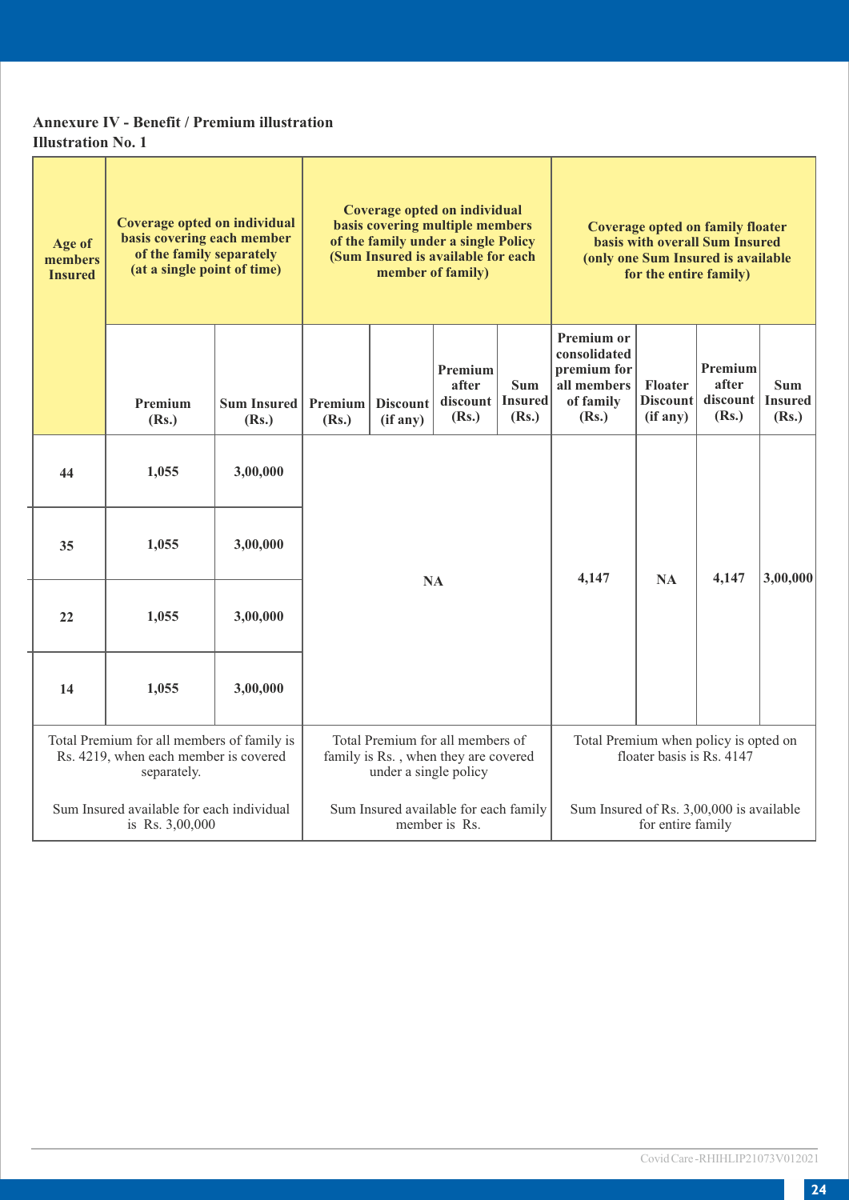**Annexure IV - Benefit / Premium illustration**

**Illustration No. 1**

| Age of members Insured | Coverage opted on individual basis covering each member of the family separately (at a single point of time) | | Coverage opted on individual basis covering multiple members of the family under a single Policy (Sum Insured is available for each member of family) | | | | Coverage opted on family floater basis with overall Sum Insured (only one Sum Insured is available for the entire family) | | | |
|---|---|---|---|---|---|---|---|---|---|---|
| | Premium (Rs.) | Sum Insured (Rs.) | Premium (Rs.) | Discount (if any) | Premium after discount (Rs.) | Sum Insured (Rs.) | Premium or consolidated premium for all members of family (Rs.) | Floater Discount (if any) | Premium after discount (Rs.) | Sum Insured (Rs.) |
| 44 | 1,055 | 3,00,000 | NA | | | | 4,147 | NA | 4,147 | 3,00,000 |
| 35 | 1,055 | 3,00,000 | | | | | | | | |
| 22 | 1,055 | 3,00,000 | | | | | | | | |
| 14 | 1,055 | 3,00,000 | | | | | | | | |
| Total Premium for all members of family is Rs. 4219, when each member is covered separately. | | | Total Premium for all members of family is Rs. , when they are covered under a single policy | | | | Total Premium when policy is opted on floater basis is Rs. 4147 | | | |
| Sum Insured available for each individual is Rs. 3,00,000 | | | Sum Insured available for each family member is Rs. | | | | Sum Insured of Rs. 3,00,000 is available for entire family | | | |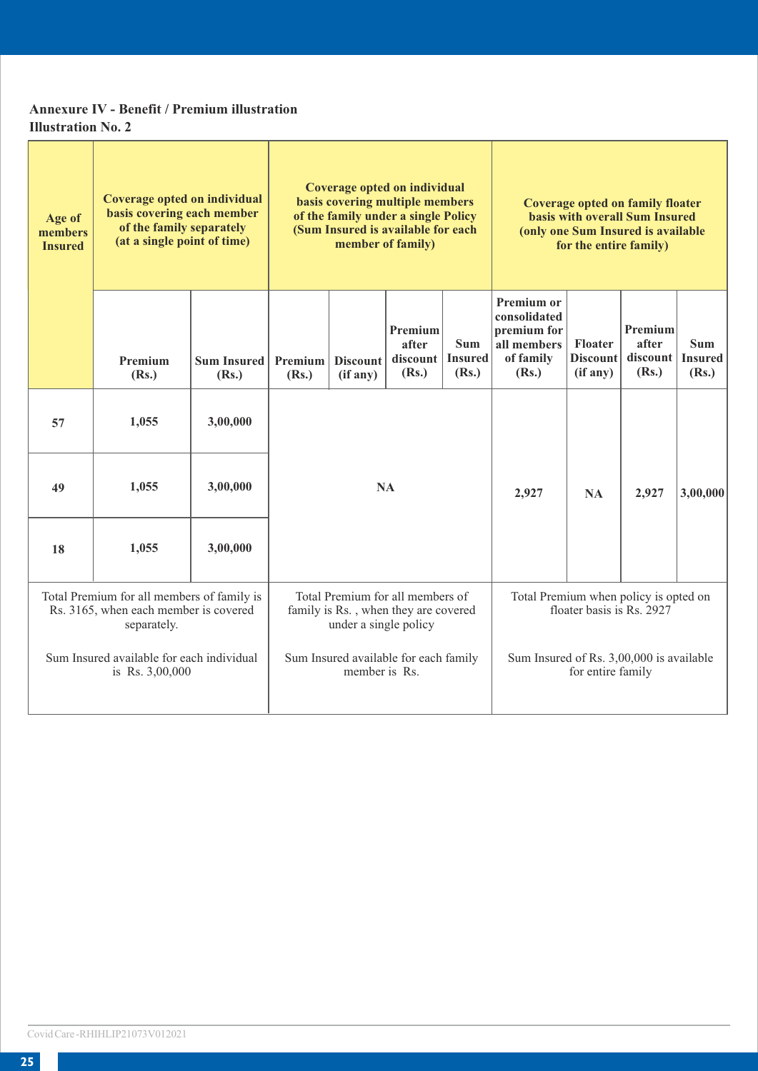**Annexure IV - Benefit / Premium illustration**
**Illustration No. 2**

| Age of members Insured | Coverage opted on individual basis covering each member of the family separately (at a single point of time) | | Coverage opted on individual basis covering multiple members of the family under a single Policy (Sum Insured is available for each member of family) | | | | Coverage opted on family floater basis with overall Sum Insured (only one Sum Insured is available for the entire family) | | | |
|---|---|---|---|---|---|---|---|---|---|---|
| | Premium (Rs.) | Sum Insured (Rs.) | Premium (Rs.) | Discount (if any) | Premium after discount (Rs.) | Sum Insured (Rs.) | Premium or consolidated premium for all members of family (Rs.) | Floater Discount (if any) | Premium after discount (Rs.) | Sum Insured (Rs.) |
| 57 | 1,055 | 3,00,000 | NA | | | | 2,927 | NA | 2,927 | 3,00,000 |
| 49 | 1,055 | 3,00,000 | | | | | | | | |
| 18 | 1,055 | 3,00,000 | | | | | | | | |
| Total Premium for all members of family is Rs. 3165, when each member is covered separately.<br><br>Sum Insured available for each individual is Rs. 3,00,000 | | | Total Premium for all members of family is Rs. , when they are covered under a single policy<br><br>Sum Insured available for each family member is Rs. | | | | Total Premium when policy is opted on floater basis is Rs. 2927<br><br>Sum Insured of Rs. 3,00,000 is available for entire family | | | |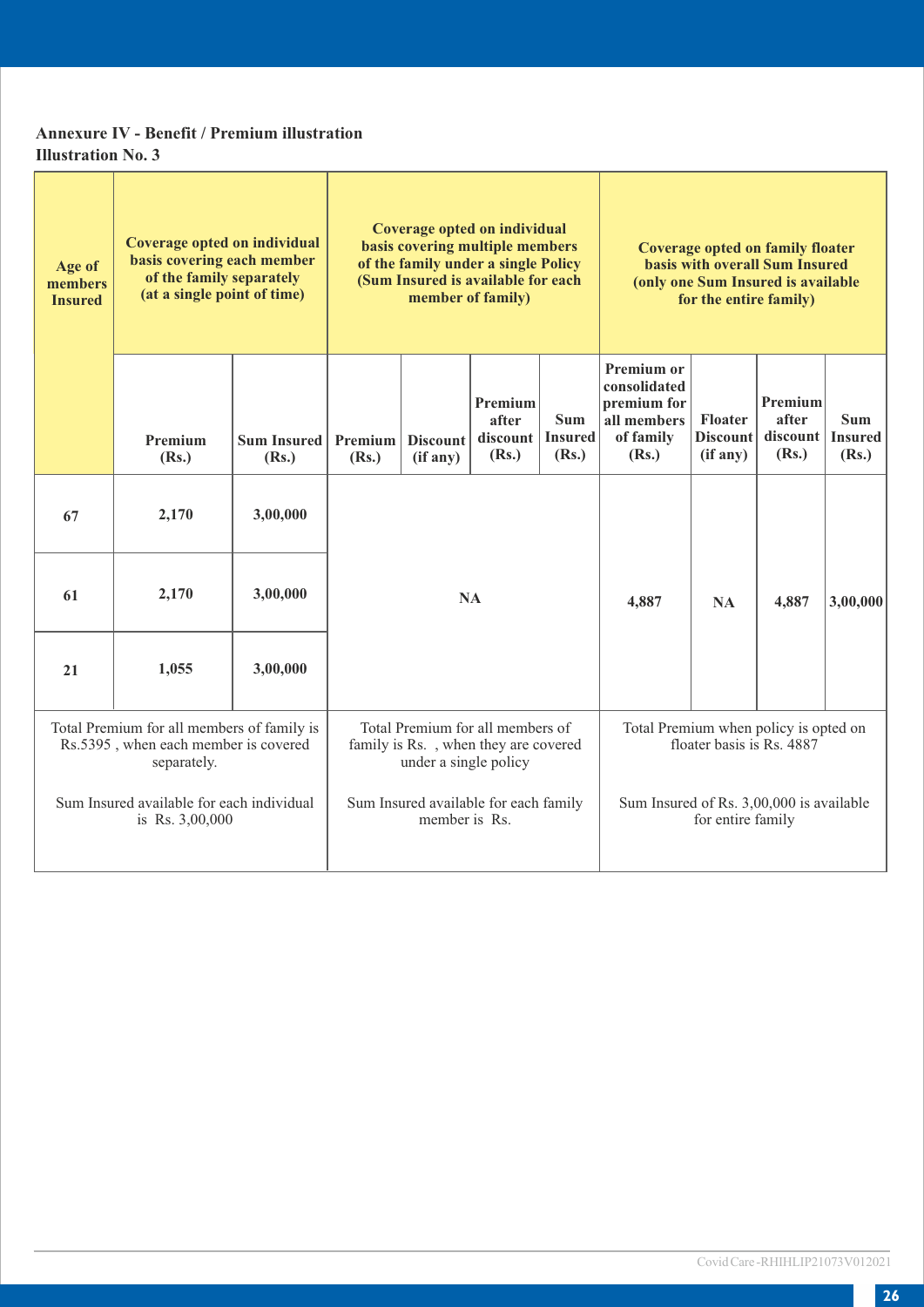**Annexure IV - Benefit / Premium illustration**
**Illustration No. 3**

| Age of members Insured | Coverage opted on individual basis covering each member of the family separately (at a single point of time) | | Coverage opted on individual basis covering multiple members of the family under a single Policy (Sum Insured is available for each member of family) | | | | Coverage opted on family floater basis with overall Sum Insured (only one Sum Insured is available for the entire family) | | | |
|---|---|---|---|---|---|---|---|---|---|---|
| | Premium (Rs.) | Sum Insured (Rs.) | Premium (Rs.) | Discount (if any) | Premium after discount (Rs.) | Sum Insured (Rs.) | Premium or consolidated premium for all members of family (Rs.) | Floater Discount (if any) | Premium after discount (Rs.) | Sum Insured (Rs.) |
| 67 | 2,170 | 3,00,000 | NA | | | | 4,887 | NA | 4,887 | 3,00,000 |
| 61 | 2,170 | 3,00,000 | | | | | | | | |
| 21 | 1,055 | 3,00,000 | | | | | | | | |
| Total Premium for all members of family is Rs.5395 , when each member is covered separately. Sum Insured available for each individual is Rs. 3,00,000 | | | Total Premium for all members of family is Rs. , when they are covered under a single policy Sum Insured available for each family member is Rs. | | | | Total Premium when policy is opted on floater basis is Rs. 4887 Sum Insured of Rs. 3,00,000 is available for entire family | | | |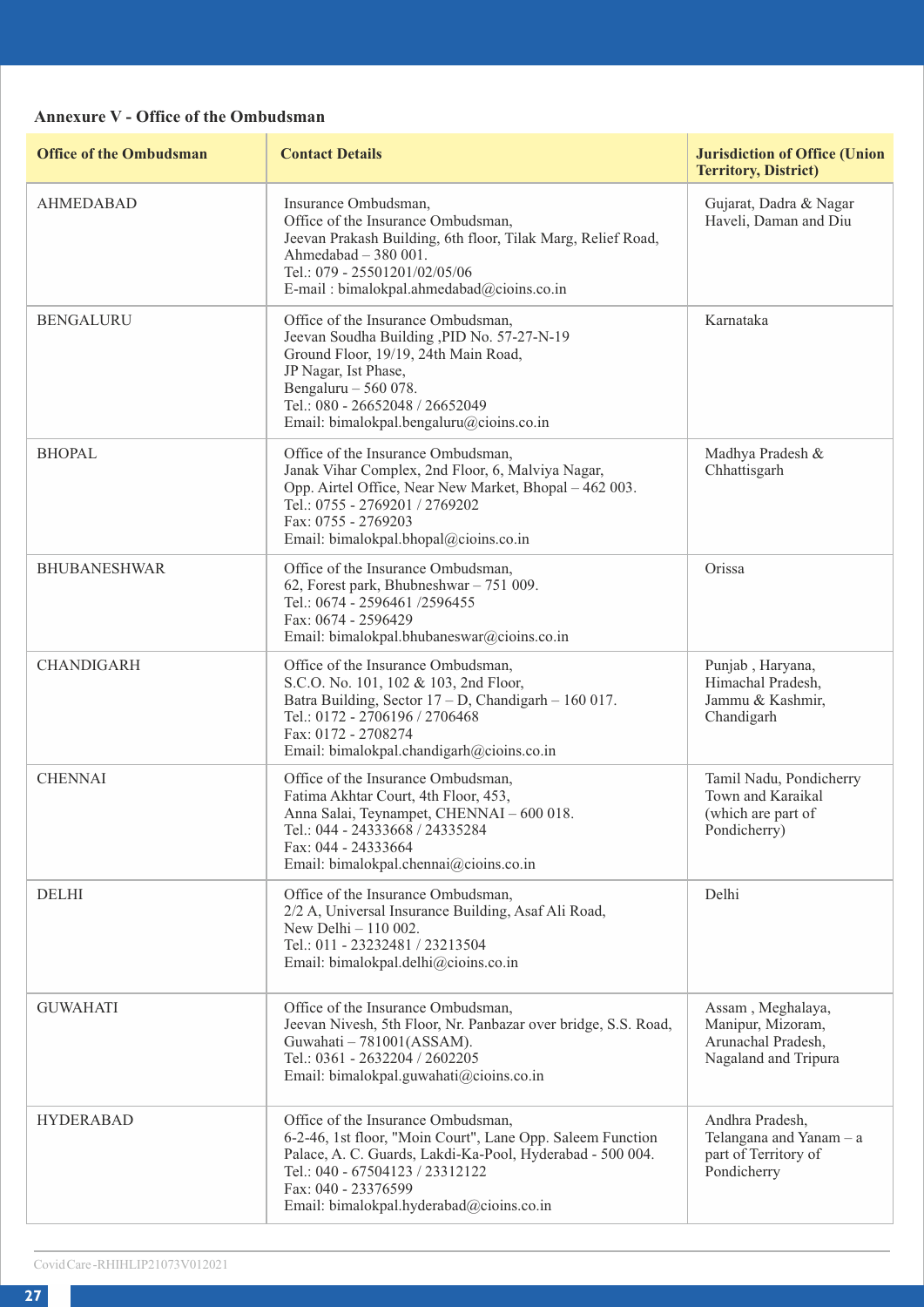**Annexure V - Office of the Ombudsman**

| Office of the Ombudsman | Contact Details | Jurisdiction of Office (Union Territory, District) |
|---|---|---|
| AHMEDABAD | Insurance Ombudsman,<br>Office of the Insurance Ombudsman,<br>Jeevan Prakash Building, 6th floor, Tilak Marg, Relief Road,<br>Ahmedabad – 380 001.<br>Tel.: 079 - 25501201/02/05/06<br>E-mail : bimalokpal.ahmedabad@cioins.co.in | Gujarat, Dadra & Nagar Haveli, Daman and Diu |
| BENGALURU | Office of the Insurance Ombudsman,<br>Jeevan Soudha Building ,PID No. 57-27-N-19<br>Ground Floor, 19/19, 24th Main Road,<br>JP Nagar, Ist Phase,<br>Bengaluru – 560 078.<br>Tel.: 080 - 26652048 / 26652049<br>Email: bimalokpal.bengaluru@cioins.co.in | Karnataka |
| BHOPAL | Office of the Insurance Ombudsman,<br>Janak Vihar Complex, 2nd Floor, 6, Malviya Nagar,<br>Opp. Airtel Office, Near New Market, Bhopal – 462 003.<br>Tel.: 0755 - 2769201 / 2769202<br>Fax: 0755 - 2769203<br>Email: bimalokpal.bhopal@cioins.co.in | Madhya Pradesh & Chhattisgarh |
| BHUBANESHWAR | Office of the Insurance Ombudsman,<br>62, Forest park, Bhubneshwar – 751 009.<br>Tel.: 0674 - 2596461 /2596455<br>Fax: 0674 - 2596429<br>Email: bimalokpal.bhubaneswar@cioins.co.in | Orissa |
| CHANDIGARH | Office of the Insurance Ombudsman,<br>S.C.O. No. 101, 102 & 103, 2nd Floor,<br>Batra Building, Sector 17 – D, Chandigarh – 160 017.<br>Tel.: 0172 - 2706196 / 2706468<br>Fax: 0172 - 2708274<br>Email: bimalokpal.chandigarh@cioins.co.in | Punjab , Haryana, Himachal Pradesh, Jammu & Kashmir, Chandigarh |
| CHENNAI | Office of the Insurance Ombudsman,<br>Fatima Akhtar Court, 4th Floor, 453,<br>Anna Salai, Teynampet, CHENNAI – 600 018.<br>Tel.: 044 - 24333668 / 24335284<br>Fax: 044 - 24333664<br>Email: bimalokpal.chennai@cioins.co.in | Tamil Nadu, Pondicherry Town and Karaikal (which are part of Pondicherry) |
| DELHI | Office of the Insurance Ombudsman,<br>2/2 A, Universal Insurance Building, Asaf Ali Road,<br>New Delhi – 110 002.<br>Tel.: 011 - 23232481 / 23213504<br>Email: bimalokpal.delhi@cioins.co.in | Delhi |
| GUWAHATI | Office of the Insurance Ombudsman,<br>Jeevan Nivesh, 5th Floor, Nr. Panbazar over bridge, S.S. Road,<br>Guwahati – 781001(ASSAM).<br>Tel.: 0361 - 2632204 / 2602205<br>Email: bimalokpal.guwahati@cioins.co.in | Assam , Meghalaya, Manipur, Mizoram, Arunachal Pradesh, Nagaland and Tripura |
| HYDERABAD | Office of the Insurance Ombudsman,<br>6-2-46, 1st floor, "Moin Court", Lane Opp. Saleem Function Palace, A. C. Guards, Lakdi-Ka-Pool, Hyderabad - 500 004.<br>Tel.: 040 - 67504123 / 23312122<br>Fax: 040 - 23376599<br>Email: bimalokpal.hyderabad@cioins.co.in | Andhra Pradesh, Telangana and Yanam – a part of Territory of Pondicherry |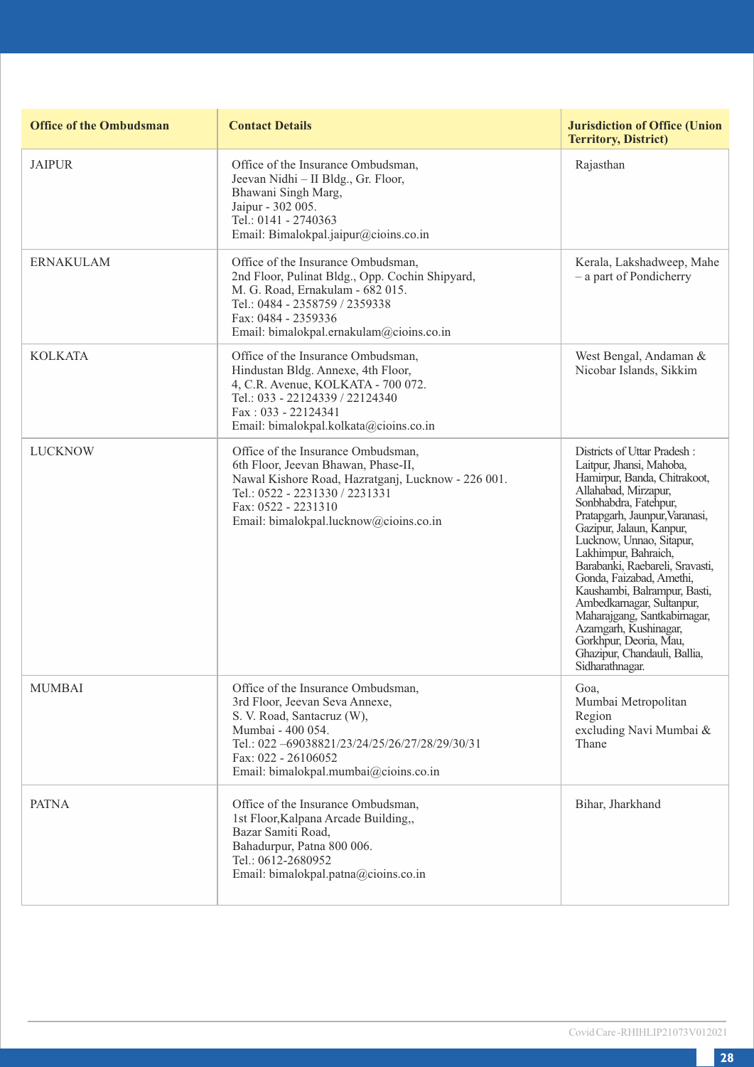| Office of the Ombudsman | Contact Details | Jurisdiction of Office (Union Territory, District) |
|---|---|---|
| JAIPUR | Office of the Insurance Ombudsman, Jeevan Nidhi – II Bldg., Gr. Floor, Bhawani Singh Marg, Jaipur - 302 005. Tel.: 0141 - 2740363 Email: Bimalokpal.jaipur@cioins.co.in | Rajasthan |
| ERNAKULAM | Office of the Insurance Ombudsman, 2nd Floor, Pulinat Bldg., Opp. Cochin Shipyard, M. G. Road, Ernakulam - 682 015. Tel.: 0484 - 2358759 / 2359338 Fax: 0484 - 2359336 Email: bimalokpal.ernakulam@cioins.co.in | Kerala, Lakshadweep, Mahe – a part of Pondicherry |
| KOLKATA | Office of the Insurance Ombudsman, Hindustan Bldg. Annexe, 4th Floor, 4, C.R. Avenue, KOLKATA - 700 072. Tel.: 033 - 22124339 / 22124340 Fax : 033 - 22124341 Email: bimalokpal.kolkata@cioins.co.in | West Bengal, Andaman & Nicobar Islands, Sikkim |
| LUCKNOW | Office of the Insurance Ombudsman, 6th Floor, Jeevan Bhawan, Phase-II, Nawal Kishore Road, Hazratganj, Lucknow - 226 001. Tel.: 0522 - 2231330 / 2231331 Fax: 0522 - 2231310 Email: bimalokpal.lucknow@cioins.co.in | Districts of Uttar Pradesh : Laitpur, Jhansi, Mahoba, Hamirpur, Banda, Chitrakoot, Allahabad, Mirzapur, Sonbhabdra, Fatehpur, Pratapgarh, Jaunpur,Varanasi, Gazipur, Jalaun, Kanpur, Lucknow, Unnao, Sitapur, Lakhimpur, Bahraich, Barabanki, Raebareli, Sravasti, Gonda, Faizabad, Amethi, Kaushambi, Balrampur, Basti, Ambedkarnagar, Sultanpur, Maharajgang, Santkabirnagar, Azamgarh, Kushinagar, Gorkhpur, Deoria, Mau, Ghazipur, Chandauli, Ballia, Sidharathnagar. |
| MUMBAI | Office of the Insurance Ombudsman, 3rd Floor, Jeevan Seva Annexe, S. V. Road, Santacruz (W), Mumbai - 400 054. Tel.: 022 –69038821/23/24/25/26/27/28/29/30/31 Fax: 022 - 26106052 Email: bimalokpal.mumbai@cioins.co.in | Goa, Mumbai Metropolitan Region excluding Navi Mumbai & Thane |
| PATNA | Office of the Insurance Ombudsman, 1st Floor,Kalpana Arcade Building,, Bazar Samiti Road, Bahadurpur, Patna 800 006. Tel.: 0612-2680952 Email: bimalokpal.patna@cioins.co.in | Bihar, Jharkhand |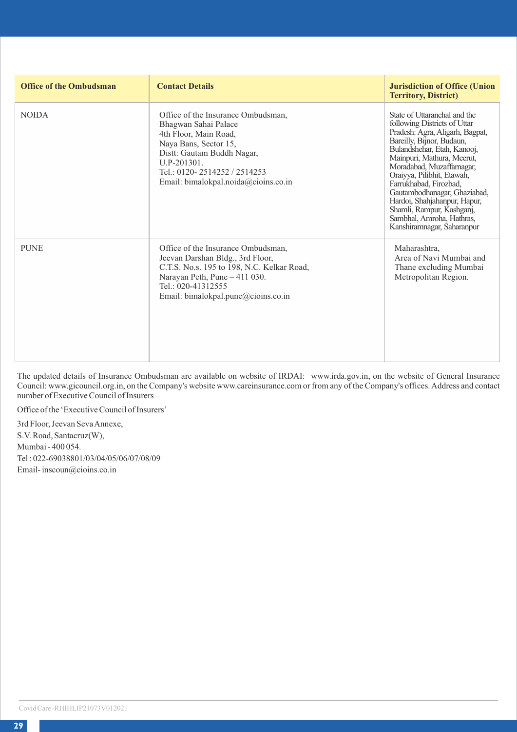| Office of the Ombudsman | Contact Details | Jurisdiction of Office (Union Territory, District) |
| --- | --- | --- |
| NOIDA | Office of the Insurance Ombudsman, Bhagwan Sahai Palace 4th Floor, Main Road, Naya Bans, Sector 15, Distt: Gautam Buddh Nagar, U.P-201301. Tel.: 0120- 2514252 / 2514253 Email: bimalokpal.noida@cioins.co.in | State of Uttaranchal and the following Districts of Uttar Pradesh: Agra, Aligarh, Bagpat, Bareilly, Bijnor, Budaun, Bulandshehar, Etah, Kanooj, Mainpuri, Mathura, Meerut, Moradabad, Muzaffarnagar, Oraiyya, Pilibhit, Etawah, Farrukhabad, Firozbad, Gautambodhanagar, Ghaziabad, Hardoi, Shahjahanpur, Hapur, Shamli, Rampur, Kashganj, Sambhal, Amroha, Hathras, Kanshiramnagar, Saharanpur |
| PUNE | Office of the Insurance Ombudsman, Jeevan Darshan Bldg., 3rd Floor, C.T.S. No.s. 195 to 198, N.C. Kelkar Road, Narayan Peth, Pune – 411 030. Tel.: 020-41312555 Email: bimalokpal.pune@cioins.co.in | Maharashtra, Area of Navi Mumbai and Thane excluding Mumbai Metropolitan Region. |

The updated details of Insurance Ombudsman are available on website of IRDAI: www.irda.gov.in, on the website of General Insurance Council: www.gicouncil.org.in, on the Company's website www.careinsurance.com or from any of the Company's offices. Address and contact number of Executive Council of Insurers –

Office of the 'Executive Council of Insurers'

3rd Floor, Jeevan Seva Annexe,
S.V. Road, Santacruz(W),
Mumbai - 400 054.
Tel : 022-69038801/03/04/05/06/07/08/09
Email- inscoun@cioins.co.in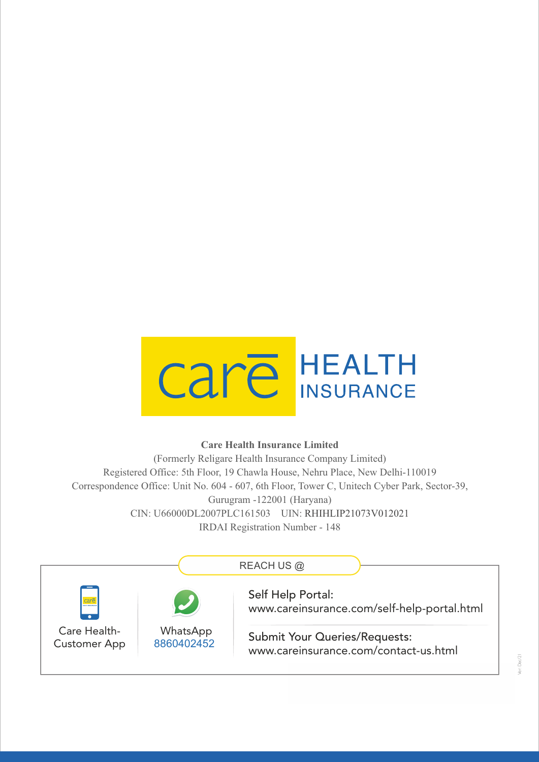care HEALTH INSURANCE

**Care Health Insurance Limited**

(Formerly Religare Health Insurance Company Limited)
Registered Office: 5th Floor, 19 Chawla House, Nehru Place, New Delhi-110019
Correspondence Office: Unit No. 604 - 607, 6th Floor, Tower C, Unitech Cyber Park, Sector-39, Gurugram -122001 (Haryana)
CIN: U66000DL2007PLC161503 UIN: RHIHLIP21073V012021
IRDAI Registration Number - 148

REACH US @

Care Health- Customer App

WhatsApp 8860402452

Self Help Portal:
www.careinsurance.com/self-help-portal.html

Submit Your Queries/Requests:
www.careinsurance.com/contact-us.html

Ver. Dec'21